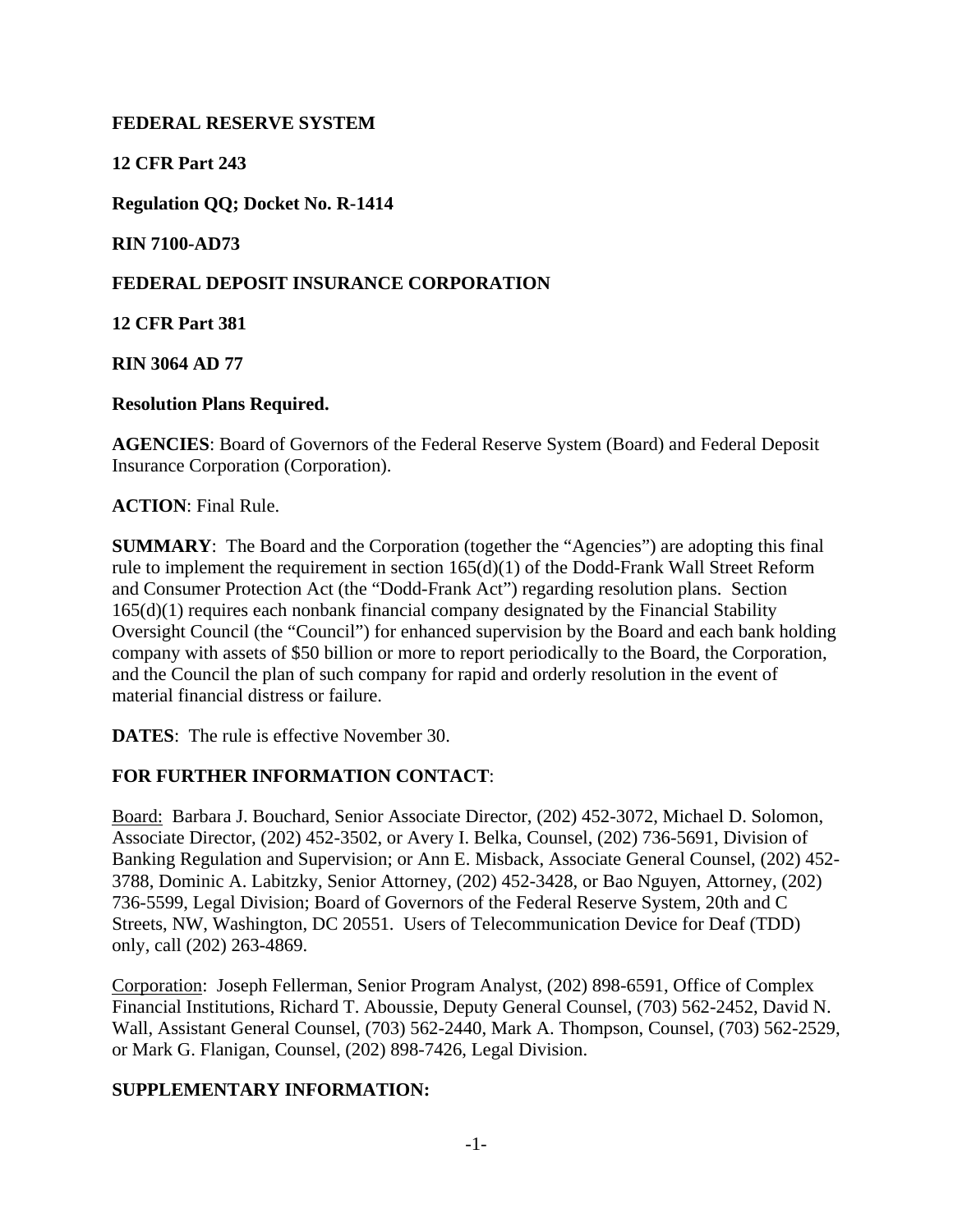**FEDERAL RESERVE SYSTEM**

**12 CFR Part 243**

**Regulation QQ; Docket No. R-1414**

**RIN 7100-AD73**

**FEDERAL DEPOSIT INSURANCE CORPORATION**

**12 CFR Part 381**

**RIN 3064 AD 77**

**Resolution Plans Required.**

**AGENCIES**: Board of Governors of the Federal Reserve System (Board) and Federal Deposit Insurance Corporation (Corporation).

**ACTION**: Final Rule.

**SUMMARY**: The Board and the Corporation (together the "Agencies") are adopting this final rule to implement the requirement in section 165(d)(1) of the Dodd-Frank Wall Street Reform and Consumer Protection Act (the "Dodd-Frank Act") regarding resolution plans. Section 165(d)(1) requires each nonbank financial company designated by the Financial Stability Oversight Council (the "Council") for enhanced supervision by the Board and each bank holding company with assets of $50 billion or more to report periodically to the Board, the Corporation, and the Council the plan of such company for rapid and orderly resolution in the event of material financial distress or failure.

**DATES**: The rule is effective November 30.

**FOR FURTHER INFORMATION CONTACT**:

Board: Barbara J. Bouchard, Senior Associate Director, (202) 452-3072, Michael D. Solomon, Associate Director, (202) 452-3502, or Avery I. Belka, Counsel, (202) 736-5691, Division of Banking Regulation and Supervision; or Ann E. Misback, Associate General Counsel, (202) 452-3788, Dominic A. Labitzky, Senior Attorney, (202) 452-3428, or Bao Nguyen, Attorney, (202) 736-5599, Legal Division; Board of Governors of the Federal Reserve System, 20th and C Streets, NW, Washington, DC 20551. Users of Telecommunication Device for Deaf (TDD) only, call (202) 263-4869.

Corporation: Joseph Fellerman, Senior Program Analyst, (202) 898-6591, Office of Complex Financial Institutions, Richard T. Aboussie, Deputy General Counsel, (703) 562-2452, David N. Wall, Assistant General Counsel, (703) 562-2440, Mark A. Thompson, Counsel, (703) 562-2529, or Mark G. Flanigan, Counsel, (202) 898-7426, Legal Division.

**SUPPLEMENTARY INFORMATION:**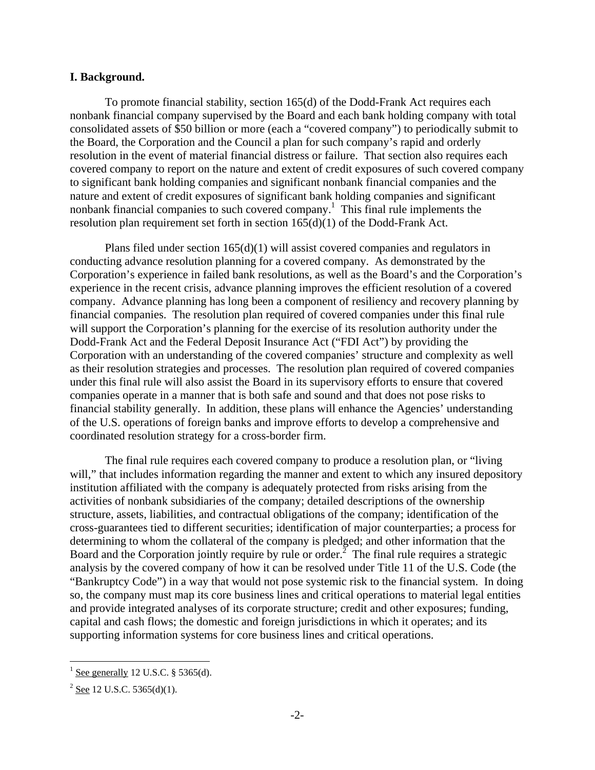## I. Background.

To promote financial stability, section 165(d) of the Dodd-Frank Act requires each nonbank financial company supervised by the Board and each bank holding company with total consolidated assets of $50 billion or more (each a "covered company") to periodically submit to the Board, the Corporation and the Council a plan for such company's rapid and orderly resolution in the event of material financial distress or failure. That section also requires each covered company to report on the nature and extent of credit exposures of such covered company to significant bank holding companies and significant nonbank financial companies and the nature and extent of credit exposures of significant bank holding companies and significant nonbank financial companies to such covered company.[1] This final rule implements the resolution plan requirement set forth in section 165(d)(1) of the Dodd-Frank Act.

Plans filed under section 165(d)(1) will assist covered companies and regulators in conducting advance resolution planning for a covered company. As demonstrated by the Corporation's experience in failed bank resolutions, as well as the Board's and the Corporation's experience in the recent crisis, advance planning improves the efficient resolution of a covered company. Advance planning has long been a component of resiliency and recovery planning by financial companies. The resolution plan required of covered companies under this final rule will support the Corporation's planning for the exercise of its resolution authority under the Dodd-Frank Act and the Federal Deposit Insurance Act ("FDI Act") by providing the Corporation with an understanding of the covered companies' structure and complexity as well as their resolution strategies and processes. The resolution plan required of covered companies under this final rule will also assist the Board in its supervisory efforts to ensure that covered companies operate in a manner that is both safe and sound and that does not pose risks to financial stability generally. In addition, these plans will enhance the Agencies' understanding of the U.S. operations of foreign banks and improve efforts to develop a comprehensive and coordinated resolution strategy for a cross-border firm.

The final rule requires each covered company to produce a resolution plan, or "living will," that includes information regarding the manner and extent to which any insured depository institution affiliated with the company is adequately protected from risks arising from the activities of nonbank subsidiaries of the company; detailed descriptions of the ownership structure, assets, liabilities, and contractual obligations of the company; identification of the cross-guarantees tied to different securities; identification of major counterparties; a process for determining to whom the collateral of the company is pledged; and other information that the Board and the Corporation jointly require by rule or order.[2] The final rule requires a strategic analysis by the covered company of how it can be resolved under Title 11 of the U.S. Code (the "Bankruptcy Code") in a way that would not pose systemic risk to the financial system. In doing so, the company must map its core business lines and critical operations to material legal entities and provide integrated analyses of its corporate structure; credit and other exposures; funding, capital and cash flows; the domestic and foreign jurisdictions in which it operates; and its supporting information systems for core business lines and critical operations.

---

[1] See generally 12 U.S.C. § 5365(d).

[2] See 12 U.S.C. 5365(d)(1).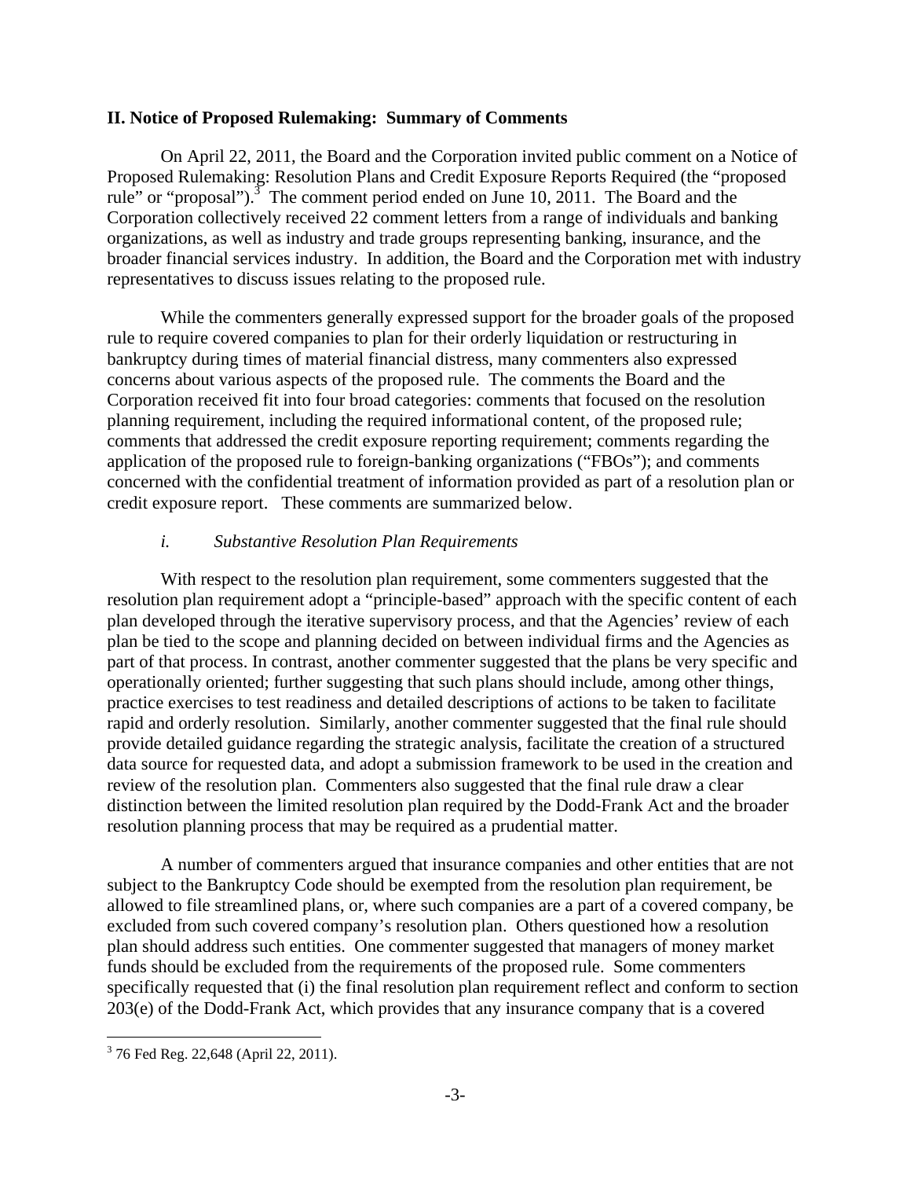## II. Notice of Proposed Rulemaking: Summary of Comments

On April 22, 2011, the Board and the Corporation invited public comment on a Notice of Proposed Rulemaking: Resolution Plans and Credit Exposure Reports Required (the "proposed rule" or "proposal").[3] The comment period ended on June 10, 2011. The Board and the Corporation collectively received 22 comment letters from a range of individuals and banking organizations, as well as industry and trade groups representing banking, insurance, and the broader financial services industry. In addition, the Board and the Corporation met with industry representatives to discuss issues relating to the proposed rule.

While the commenters generally expressed support for the broader goals of the proposed rule to require covered companies to plan for their orderly liquidation or restructuring in bankruptcy during times of material financial distress, many commenters also expressed concerns about various aspects of the proposed rule. The comments the Board and the Corporation received fit into four broad categories: comments that focused on the resolution planning requirement, including the required informational content, of the proposed rule; comments that addressed the credit exposure reporting requirement; comments regarding the application of the proposed rule to foreign-banking organizations ("FBOs"); and comments concerned with the confidential treatment of information provided as part of a resolution plan or credit exposure report. These comments are summarized below.

### *i. Substantive Resolution Plan Requirements*

With respect to the resolution plan requirement, some commenters suggested that the resolution plan requirement adopt a "principle-based" approach with the specific content of each plan developed through the iterative supervisory process, and that the Agencies' review of each plan be tied to the scope and planning decided on between individual firms and the Agencies as part of that process. In contrast, another commenter suggested that the plans be very specific and operationally oriented; further suggesting that such plans should include, among other things, practice exercises to test readiness and detailed descriptions of actions to be taken to facilitate rapid and orderly resolution. Similarly, another commenter suggested that the final rule should provide detailed guidance regarding the strategic analysis, facilitate the creation of a structured data source for requested data, and adopt a submission framework to be used in the creation and review of the resolution plan. Commenters also suggested that the final rule draw a clear distinction between the limited resolution plan required by the Dodd-Frank Act and the broader resolution planning process that may be required as a prudential matter.

A number of commenters argued that insurance companies and other entities that are not subject to the Bankruptcy Code should be exempted from the resolution plan requirement, be allowed to file streamlined plans, or, where such companies are a part of a covered company, be excluded from such covered company's resolution plan. Others questioned how a resolution plan should address such entities. One commenter suggested that managers of money market funds should be excluded from the requirements of the proposed rule. Some commenters specifically requested that (i) the final resolution plan requirement reflect and conform to section 203(e) of the Dodd-Frank Act, which provides that any insurance company that is a covered

[3] 76 Fed Reg. 22,648 (April 22, 2011).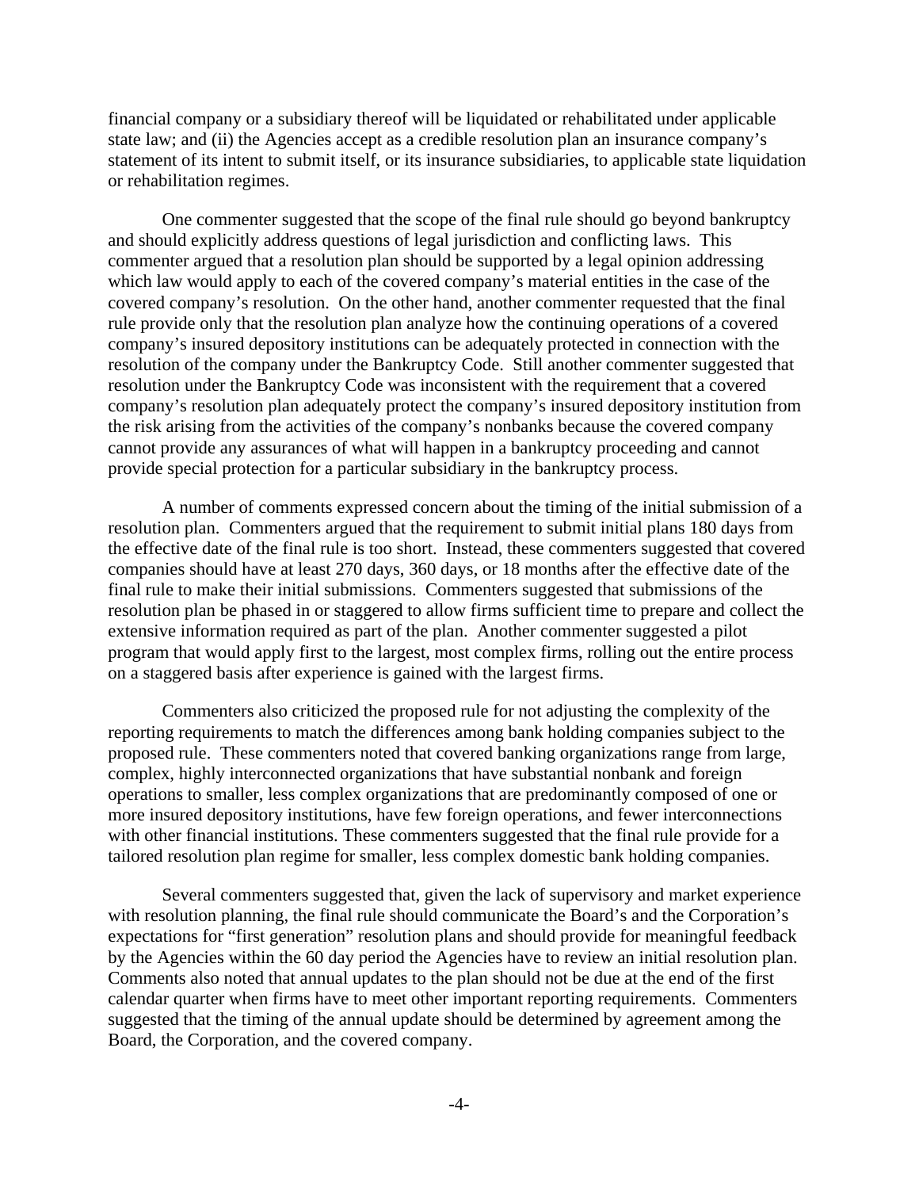financial company or a subsidiary thereof will be liquidated or rehabilitated under applicable state law; and (ii) the Agencies accept as a credible resolution plan an insurance company's statement of its intent to submit itself, or its insurance subsidiaries, to applicable state liquidation or rehabilitation regimes.

One commenter suggested that the scope of the final rule should go beyond bankruptcy and should explicitly address questions of legal jurisdiction and conflicting laws. This commenter argued that a resolution plan should be supported by a legal opinion addressing which law would apply to each of the covered company's material entities in the case of the covered company's resolution. On the other hand, another commenter requested that the final rule provide only that the resolution plan analyze how the continuing operations of a covered company's insured depository institutions can be adequately protected in connection with the resolution of the company under the Bankruptcy Code. Still another commenter suggested that resolution under the Bankruptcy Code was inconsistent with the requirement that a covered company's resolution plan adequately protect the company's insured depository institution from the risk arising from the activities of the company's nonbanks because the covered company cannot provide any assurances of what will happen in a bankruptcy proceeding and cannot provide special protection for a particular subsidiary in the bankruptcy process.

A number of comments expressed concern about the timing of the initial submission of a resolution plan. Commenters argued that the requirement to submit initial plans 180 days from the effective date of the final rule is too short. Instead, these commenters suggested that covered companies should have at least 270 days, 360 days, or 18 months after the effective date of the final rule to make their initial submissions. Commenters suggested that submissions of the resolution plan be phased in or staggered to allow firms sufficient time to prepare and collect the extensive information required as part of the plan. Another commenter suggested a pilot program that would apply first to the largest, most complex firms, rolling out the entire process on a staggered basis after experience is gained with the largest firms.

Commenters also criticized the proposed rule for not adjusting the complexity of the reporting requirements to match the differences among bank holding companies subject to the proposed rule. These commenters noted that covered banking organizations range from large, complex, highly interconnected organizations that have substantial nonbank and foreign operations to smaller, less complex organizations that are predominantly composed of one or more insured depository institutions, have few foreign operations, and fewer interconnections with other financial institutions. These commenters suggested that the final rule provide for a tailored resolution plan regime for smaller, less complex domestic bank holding companies.

Several commenters suggested that, given the lack of supervisory and market experience with resolution planning, the final rule should communicate the Board's and the Corporation's expectations for "first generation" resolution plans and should provide for meaningful feedback by the Agencies within the 60 day period the Agencies have to review an initial resolution plan. Comments also noted that annual updates to the plan should not be due at the end of the first calendar quarter when firms have to meet other important reporting requirements. Commenters suggested that the timing of the annual update should be determined by agreement among the Board, the Corporation, and the covered company.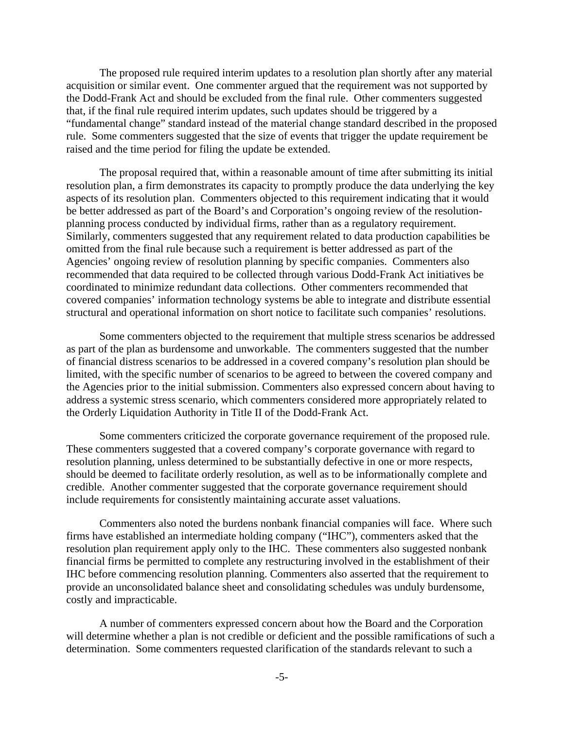The proposed rule required interim updates to a resolution plan shortly after any material acquisition or similar event. One commenter argued that the requirement was not supported by the Dodd-Frank Act and should be excluded from the final rule. Other commenters suggested that, if the final rule required interim updates, such updates should be triggered by a "fundamental change" standard instead of the material change standard described in the proposed rule. Some commenters suggested that the size of events that trigger the update requirement be raised and the time period for filing the update be extended.

The proposal required that, within a reasonable amount of time after submitting its initial resolution plan, a firm demonstrates its capacity to promptly produce the data underlying the key aspects of its resolution plan. Commenters objected to this requirement indicating that it would be better addressed as part of the Board's and Corporation's ongoing review of the resolution-planning process conducted by individual firms, rather than as a regulatory requirement. Similarly, commenters suggested that any requirement related to data production capabilities be omitted from the final rule because such a requirement is better addressed as part of the Agencies' ongoing review of resolution planning by specific companies. Commenters also recommended that data required to be collected through various Dodd-Frank Act initiatives be coordinated to minimize redundant data collections. Other commenters recommended that covered companies' information technology systems be able to integrate and distribute essential structural and operational information on short notice to facilitate such companies' resolutions.

Some commenters objected to the requirement that multiple stress scenarios be addressed as part of the plan as burdensome and unworkable. The commenters suggested that the number of financial distress scenarios to be addressed in a covered company's resolution plan should be limited, with the specific number of scenarios to be agreed to between the covered company and the Agencies prior to the initial submission. Commenters also expressed concern about having to address a systemic stress scenario, which commenters considered more appropriately related to the Orderly Liquidation Authority in Title II of the Dodd-Frank Act.

Some commenters criticized the corporate governance requirement of the proposed rule. These commenters suggested that a covered company's corporate governance with regard to resolution planning, unless determined to be substantially defective in one or more respects, should be deemed to facilitate orderly resolution, as well as to be informationally complete and credible. Another commenter suggested that the corporate governance requirement should include requirements for consistently maintaining accurate asset valuations.

Commenters also noted the burdens nonbank financial companies will face. Where such firms have established an intermediate holding company ("IHC"), commenters asked that the resolution plan requirement apply only to the IHC. These commenters also suggested nonbank financial firms be permitted to complete any restructuring involved in the establishment of their IHC before commencing resolution planning. Commenters also asserted that the requirement to provide an unconsolidated balance sheet and consolidating schedules was unduly burdensome, costly and impracticable.

A number of commenters expressed concern about how the Board and the Corporation will determine whether a plan is not credible or deficient and the possible ramifications of such a determination. Some commenters requested clarification of the standards relevant to such a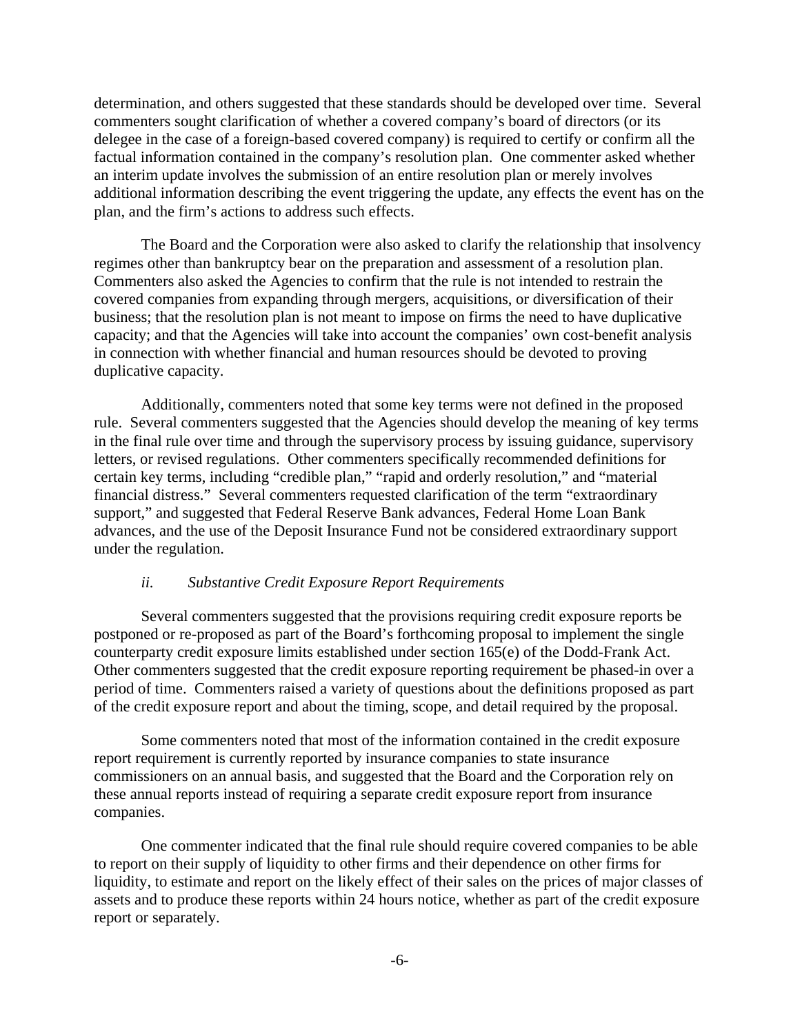determination, and others suggested that these standards should be developed over time. Several commenters sought clarification of whether a covered company's board of directors (or its delegee in the case of a foreign-based covered company) is required to certify or confirm all the factual information contained in the company's resolution plan. One commenter asked whether an interim update involves the submission of an entire resolution plan or merely involves additional information describing the event triggering the update, any effects the event has on the plan, and the firm's actions to address such effects.

The Board and the Corporation were also asked to clarify the relationship that insolvency regimes other than bankruptcy bear on the preparation and assessment of a resolution plan. Commenters also asked the Agencies to confirm that the rule is not intended to restrain the covered companies from expanding through mergers, acquisitions, or diversification of their business; that the resolution plan is not meant to impose on firms the need to have duplicative capacity; and that the Agencies will take into account the companies' own cost-benefit analysis in connection with whether financial and human resources should be devoted to proving duplicative capacity.

Additionally, commenters noted that some key terms were not defined in the proposed rule. Several commenters suggested that the Agencies should develop the meaning of key terms in the final rule over time and through the supervisory process by issuing guidance, supervisory letters, or revised regulations. Other commenters specifically recommended definitions for certain key terms, including "credible plan," "rapid and orderly resolution," and "material financial distress." Several commenters requested clarification of the term "extraordinary support," and suggested that Federal Reserve Bank advances, Federal Home Loan Bank advances, and the use of the Deposit Insurance Fund not be considered extraordinary support under the regulation.

*ii. Substantive Credit Exposure Report Requirements*

Several commenters suggested that the provisions requiring credit exposure reports be postponed or re-proposed as part of the Board's forthcoming proposal to implement the single counterparty credit exposure limits established under section 165(e) of the Dodd-Frank Act. Other commenters suggested that the credit exposure reporting requirement be phased-in over a period of time. Commenters raised a variety of questions about the definitions proposed as part of the credit exposure report and about the timing, scope, and detail required by the proposal.

Some commenters noted that most of the information contained in the credit exposure report requirement is currently reported by insurance companies to state insurance commissioners on an annual basis, and suggested that the Board and the Corporation rely on these annual reports instead of requiring a separate credit exposure report from insurance companies.

One commenter indicated that the final rule should require covered companies to be able to report on their supply of liquidity to other firms and their dependence on other firms for liquidity, to estimate and report on the likely effect of their sales on the prices of major classes of assets and to produce these reports within 24 hours notice, whether as part of the credit exposure report or separately.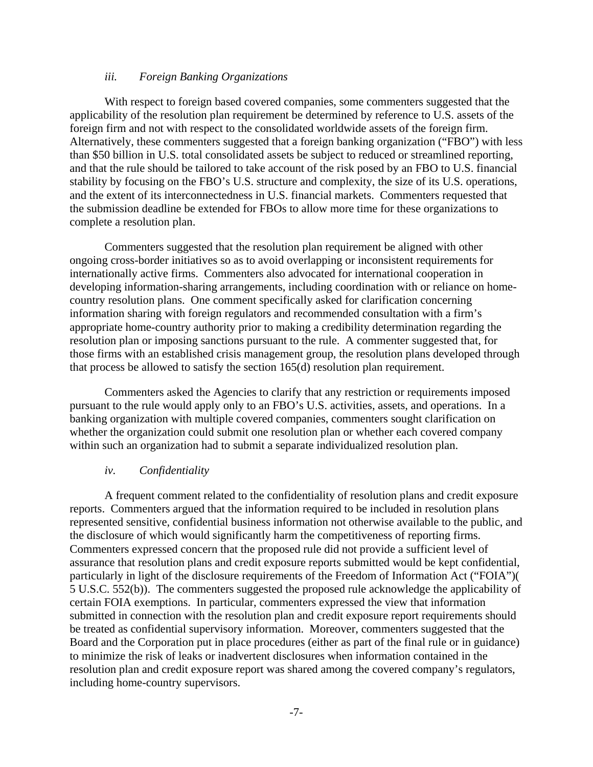### *iii. Foreign Banking Organizations*

With respect to foreign based covered companies, some commenters suggested that the applicability of the resolution plan requirement be determined by reference to U.S. assets of the foreign firm and not with respect to the consolidated worldwide assets of the foreign firm. Alternatively, these commenters suggested that a foreign banking organization ("FBO") with less than $50 billion in U.S. total consolidated assets be subject to reduced or streamlined reporting, and that the rule should be tailored to take account of the risk posed by an FBO to U.S. financial stability by focusing on the FBO's U.S. structure and complexity, the size of its U.S. operations, and the extent of its interconnectedness in U.S. financial markets. Commenters requested that the submission deadline be extended for FBOs to allow more time for these organizations to complete a resolution plan.

Commenters suggested that the resolution plan requirement be aligned with other ongoing cross-border initiatives so as to avoid overlapping or inconsistent requirements for internationally active firms. Commenters also advocated for international cooperation in developing information-sharing arrangements, including coordination with or reliance on home-country resolution plans. One comment specifically asked for clarification concerning information sharing with foreign regulators and recommended consultation with a firm's appropriate home-country authority prior to making a credibility determination regarding the resolution plan or imposing sanctions pursuant to the rule. A commenter suggested that, for those firms with an established crisis management group, the resolution plans developed through that process be allowed to satisfy the section 165(d) resolution plan requirement.

Commenters asked the Agencies to clarify that any restriction or requirements imposed pursuant to the rule would apply only to an FBO's U.S. activities, assets, and operations. In a banking organization with multiple covered companies, commenters sought clarification on whether the organization could submit one resolution plan or whether each covered company within such an organization had to submit a separate individualized resolution plan.

### *iv. Confidentiality*

A frequent comment related to the confidentiality of resolution plans and credit exposure reports. Commenters argued that the information required to be included in resolution plans represented sensitive, confidential business information not otherwise available to the public, and the disclosure of which would significantly harm the competitiveness of reporting firms. Commenters expressed concern that the proposed rule did not provide a sufficient level of assurance that resolution plans and credit exposure reports submitted would be kept confidential, particularly in light of the disclosure requirements of the Freedom of Information Act ("FOIA")( 5 U.S.C. 552(b)). The commenters suggested the proposed rule acknowledge the applicability of certain FOIA exemptions. In particular, commenters expressed the view that information submitted in connection with the resolution plan and credit exposure report requirements should be treated as confidential supervisory information. Moreover, commenters suggested that the Board and the Corporation put in place procedures (either as part of the final rule or in guidance) to minimize the risk of leaks or inadvertent disclosures when information contained in the resolution plan and credit exposure report was shared among the covered company's regulators, including home-country supervisors.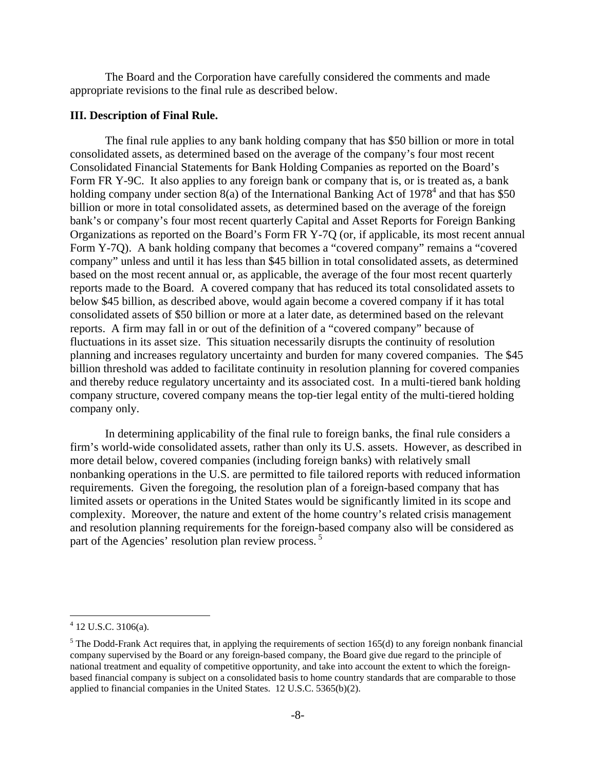The Board and the Corporation have carefully considered the comments and made appropriate revisions to the final rule as described below.

**III. Description of Final Rule.**

The final rule applies to any bank holding company that has \$50 billion or more in total consolidated assets, as determined based on the average of the company's four most recent Consolidated Financial Statements for Bank Holding Companies as reported on the Board's Form FR Y-9C. It also applies to any foreign bank or company that is, or is treated as, a bank holding company under section 8(a) of the International Banking Act of 1978[4] and that has \$50 billion or more in total consolidated assets, as determined based on the average of the foreign bank's or company's four most recent quarterly Capital and Asset Reports for Foreign Banking Organizations as reported on the Board's Form FR Y-7Q (or, if applicable, its most recent annual Form Y-7Q). A bank holding company that becomes a "covered company" remains a "covered company" unless and until it has less than \$45 billion in total consolidated assets, as determined based on the most recent annual or, as applicable, the average of the four most recent quarterly reports made to the Board. A covered company that has reduced its total consolidated assets to below \$45 billion, as described above, would again become a covered company if it has total consolidated assets of \$50 billion or more at a later date, as determined based on the relevant reports. A firm may fall in or out of the definition of a "covered company" because of fluctuations in its asset size. This situation necessarily disrupts the continuity of resolution planning and increases regulatory uncertainty and burden for many covered companies. The \$45 billion threshold was added to facilitate continuity in resolution planning for covered companies and thereby reduce regulatory uncertainty and its associated cost. In a multi-tiered bank holding company structure, covered company means the top-tier legal entity of the multi-tiered holding company only.

In determining applicability of the final rule to foreign banks, the final rule considers a firm's world-wide consolidated assets, rather than only its U.S. assets. However, as described in more detail below, covered companies (including foreign banks) with relatively small nonbanking operations in the U.S. are permitted to file tailored reports with reduced information requirements. Given the foregoing, the resolution plan of a foreign-based company that has limited assets or operations in the United States would be significantly limited in its scope and complexity. Moreover, the nature and extent of the home country's related crisis management and resolution planning requirements for the foreign-based company also will be considered as part of the Agencies' resolution plan review process. [5]

---

[4] 12 U.S.C. 3106(a).

[5] The Dodd-Frank Act requires that, in applying the requirements of section 165(d) to any foreign nonbank financial company supervised by the Board or any foreign-based company, the Board give due regard to the principle of national treatment and equality of competitive opportunity, and take into account the extent to which the foreign-based financial company is subject on a consolidated basis to home country standards that are comparable to those applied to financial companies in the United States. 12 U.S.C. 5365(b)(2).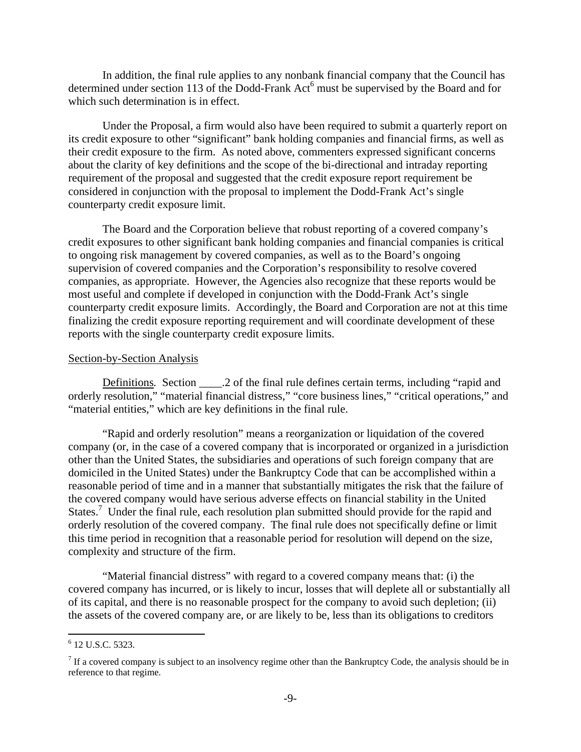In addition, the final rule applies to any nonbank financial company that the Council has determined under section 113 of the Dodd-Frank Act[6] must be supervised by the Board and for which such determination is in effect.

Under the Proposal, a firm would also have been required to submit a quarterly report on its credit exposure to other "significant" bank holding companies and financial firms, as well as their credit exposure to the firm. As noted above, commenters expressed significant concerns about the clarity of key definitions and the scope of the bi-directional and intraday reporting requirement of the proposal and suggested that the credit exposure report requirement be considered in conjunction with the proposal to implement the Dodd-Frank Act's single counterparty credit exposure limit.

The Board and the Corporation believe that robust reporting of a covered company's credit exposures to other significant bank holding companies and financial companies is critical to ongoing risk management by covered companies, as well as to the Board's ongoing supervision of covered companies and the Corporation's responsibility to resolve covered companies, as appropriate. However, the Agencies also recognize that these reports would be most useful and complete if developed in conjunction with the Dodd-Frank Act's single counterparty credit exposure limits. Accordingly, the Board and Corporation are not at this time finalizing the credit exposure reporting requirement and will coordinate development of these reports with the single counterparty credit exposure limits.

<u>Section-by-Section Analysis</u>

<u>Definitions</u>*.* Section ____.2 of the final rule defines certain terms, including "rapid and orderly resolution," "material financial distress," "core business lines," "critical operations," and "material entities," which are key definitions in the final rule.

"Rapid and orderly resolution" means a reorganization or liquidation of the covered company (or, in the case of a covered company that is incorporated or organized in a jurisdiction other than the United States, the subsidiaries and operations of such foreign company that are domiciled in the United States) under the Bankruptcy Code that can be accomplished within a reasonable period of time and in a manner that substantially mitigates the risk that the failure of the covered company would have serious adverse effects on financial stability in the United States.[7] Under the final rule, each resolution plan submitted should provide for the rapid and orderly resolution of the covered company. The final rule does not specifically define or limit this time period in recognition that a reasonable period for resolution will depend on the size, complexity and structure of the firm.

"Material financial distress" with regard to a covered company means that: (i) the covered company has incurred, or is likely to incur, losses that will deplete all or substantially all of its capital, and there is no reasonable prospect for the company to avoid such depletion; (ii) the assets of the covered company are, or are likely to be, less than its obligations to creditors

---

[6] 12 U.S.C. 5323.

[7] If a covered company is subject to an insolvency regime other than the Bankruptcy Code, the analysis should be in reference to that regime.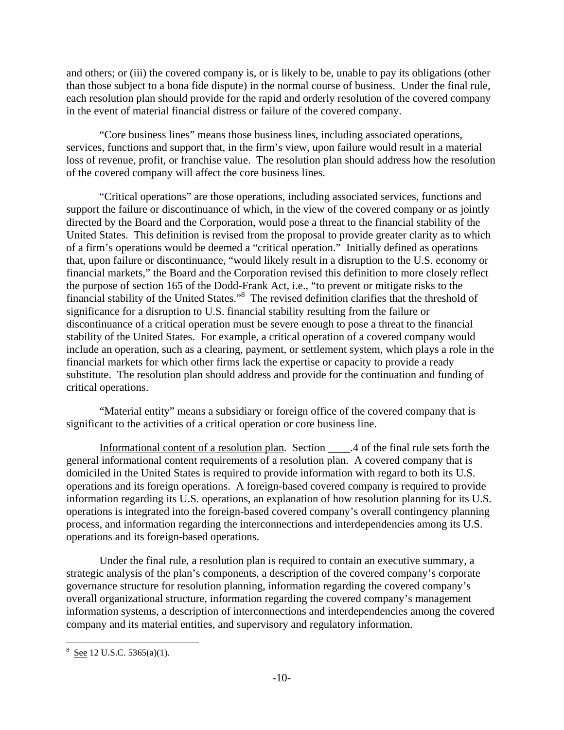and others; or (iii) the covered company is, or is likely to be, unable to pay its obligations (other than those subject to a bona fide dispute) in the normal course of business. Under the final rule, each resolution plan should provide for the rapid and orderly resolution of the covered company in the event of material financial distress or failure of the covered company.

"Core business lines" means those business lines, including associated operations, services, functions and support that, in the firm's view, upon failure would result in a material loss of revenue, profit, or franchise value. The resolution plan should address how the resolution of the covered company will affect the core business lines.

"Critical operations" are those operations, including associated services, functions and support the failure or discontinuance of which, in the view of the covered company or as jointly directed by the Board and the Corporation, would pose a threat to the financial stability of the United States. This definition is revised from the proposal to provide greater clarity as to which of a firm's operations would be deemed a "critical operation." Initially defined as operations that, upon failure or discontinuance, "would likely result in a disruption to the U.S. economy or financial markets," the Board and the Corporation revised this definition to more closely reflect the purpose of section 165 of the Dodd-Frank Act, i.e., "to prevent or mitigate risks to the financial stability of the United States."[8] The revised definition clarifies that the threshold of significance for a disruption to U.S. financial stability resulting from the failure or discontinuance of a critical operation must be severe enough to pose a threat to the financial stability of the United States. For example, a critical operation of a covered company would include an operation, such as a clearing, payment, or settlement system, which plays a role in the financial markets for which other firms lack the expertise or capacity to provide a ready substitute. The resolution plan should address and provide for the continuation and funding of critical operations.

"Material entity" means a subsidiary or foreign office of the covered company that is significant to the activities of a critical operation or core business line.

<u>Informational content of a resolution plan</u>. Section ____.4 of the final rule sets forth the general informational content requirements of a resolution plan. A covered company that is domiciled in the United States is required to provide information with regard to both its U.S. operations and its foreign operations. A foreign-based covered company is required to provide information regarding its U.S. operations, an explanation of how resolution planning for its U.S. operations is integrated into the foreign-based covered company's overall contingency planning process, and information regarding the interconnections and interdependencies among its U.S. operations and its foreign-based operations.

Under the final rule, a resolution plan is required to contain an executive summary, a strategic analysis of the plan's components, a description of the covered company's corporate governance structure for resolution planning, information regarding the covered company's overall organizational structure, information regarding the covered company's management information systems, a description of interconnections and interdependencies among the covered company and its material entities, and supervisory and regulatory information.

---

[8] <u>See</u> 12 U.S.C. 5365(a)(1).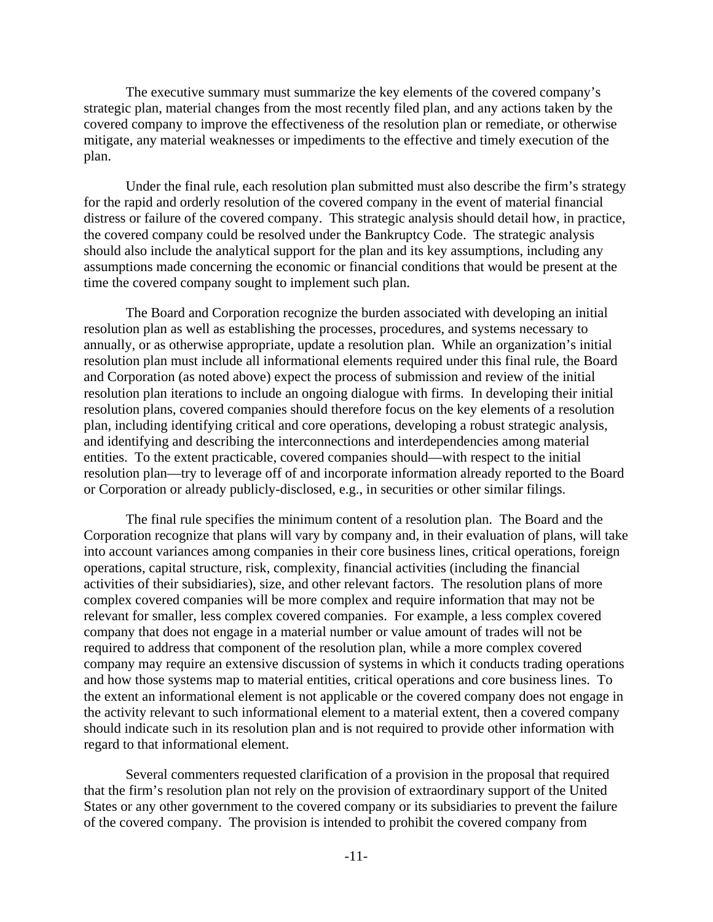The executive summary must summarize the key elements of the covered company's strategic plan, material changes from the most recently filed plan, and any actions taken by the covered company to improve the effectiveness of the resolution plan or remediate, or otherwise mitigate, any material weaknesses or impediments to the effective and timely execution of the plan.

Under the final rule, each resolution plan submitted must also describe the firm's strategy for the rapid and orderly resolution of the covered company in the event of material financial distress or failure of the covered company. This strategic analysis should detail how, in practice, the covered company could be resolved under the Bankruptcy Code. The strategic analysis should also include the analytical support for the plan and its key assumptions, including any assumptions made concerning the economic or financial conditions that would be present at the time the covered company sought to implement such plan.

The Board and Corporation recognize the burden associated with developing an initial resolution plan as well as establishing the processes, procedures, and systems necessary to annually, or as otherwise appropriate, update a resolution plan. While an organization's initial resolution plan must include all informational elements required under this final rule, the Board and Corporation (as noted above) expect the process of submission and review of the initial resolution plan iterations to include an ongoing dialogue with firms. In developing their initial resolution plans, covered companies should therefore focus on the key elements of a resolution plan, including identifying critical and core operations, developing a robust strategic analysis, and identifying and describing the interconnections and interdependencies among material entities. To the extent practicable, covered companies should—with respect to the initial resolution plan—try to leverage off of and incorporate information already reported to the Board or Corporation or already publicly-disclosed, e.g., in securities or other similar filings.

The final rule specifies the minimum content of a resolution plan. The Board and the Corporation recognize that plans will vary by company and, in their evaluation of plans, will take into account variances among companies in their core business lines, critical operations, foreign operations, capital structure, risk, complexity, financial activities (including the financial activities of their subsidiaries), size, and other relevant factors. The resolution plans of more complex covered companies will be more complex and require information that may not be relevant for smaller, less complex covered companies. For example, a less complex covered company that does not engage in a material number or value amount of trades will not be required to address that component of the resolution plan, while a more complex covered company may require an extensive discussion of systems in which it conducts trading operations and how those systems map to material entities, critical operations and core business lines. To the extent an informational element is not applicable or the covered company does not engage in the activity relevant to such informational element to a material extent, then a covered company should indicate such in its resolution plan and is not required to provide other information with regard to that informational element.

Several commenters requested clarification of a provision in the proposal that required that the firm's resolution plan not rely on the provision of extraordinary support of the United States or any other government to the covered company or its subsidiaries to prevent the failure of the covered company. The provision is intended to prohibit the covered company from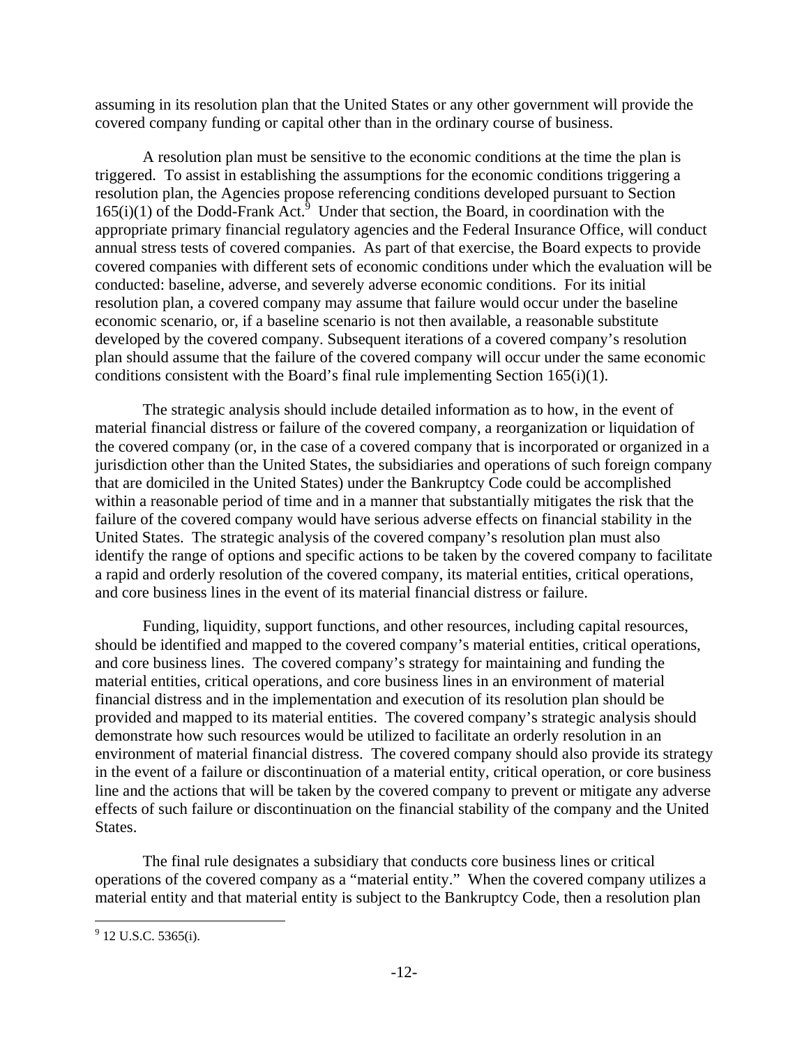assuming in its resolution plan that the United States or any other government will provide the covered company funding or capital other than in the ordinary course of business.

A resolution plan must be sensitive to the economic conditions at the time the plan is triggered. To assist in establishing the assumptions for the economic conditions triggering a resolution plan, the Agencies propose referencing conditions developed pursuant to Section 165(i)(1) of the Dodd-Frank Act.[9] Under that section, the Board, in coordination with the appropriate primary financial regulatory agencies and the Federal Insurance Office, will conduct annual stress tests of covered companies. As part of that exercise, the Board expects to provide covered companies with different sets of economic conditions under which the evaluation will be conducted: baseline, adverse, and severely adverse economic conditions. For its initial resolution plan, a covered company may assume that failure would occur under the baseline economic scenario, or, if a baseline scenario is not then available, a reasonable substitute developed by the covered company. Subsequent iterations of a covered company's resolution plan should assume that the failure of the covered company will occur under the same economic conditions consistent with the Board's final rule implementing Section 165(i)(1).

The strategic analysis should include detailed information as to how, in the event of material financial distress or failure of the covered company, a reorganization or liquidation of the covered company (or, in the case of a covered company that is incorporated or organized in a jurisdiction other than the United States, the subsidiaries and operations of such foreign company that are domiciled in the United States) under the Bankruptcy Code could be accomplished within a reasonable period of time and in a manner that substantially mitigates the risk that the failure of the covered company would have serious adverse effects on financial stability in the United States. The strategic analysis of the covered company's resolution plan must also identify the range of options and specific actions to be taken by the covered company to facilitate a rapid and orderly resolution of the covered company, its material entities, critical operations, and core business lines in the event of its material financial distress or failure.

Funding, liquidity, support functions, and other resources, including capital resources, should be identified and mapped to the covered company's material entities, critical operations, and core business lines. The covered company's strategy for maintaining and funding the material entities, critical operations, and core business lines in an environment of material financial distress and in the implementation and execution of its resolution plan should be provided and mapped to its material entities. The covered company's strategic analysis should demonstrate how such resources would be utilized to facilitate an orderly resolution in an environment of material financial distress. The covered company should also provide its strategy in the event of a failure or discontinuation of a material entity, critical operation, or core business line and the actions that will be taken by the covered company to prevent or mitigate any adverse effects of such failure or discontinuation on the financial stability of the company and the United States.

The final rule designates a subsidiary that conducts core business lines or critical operations of the covered company as a "material entity." When the covered company utilizes a material entity and that material entity is subject to the Bankruptcy Code, then a resolution plan

[9] 12 U.S.C. 5365(i).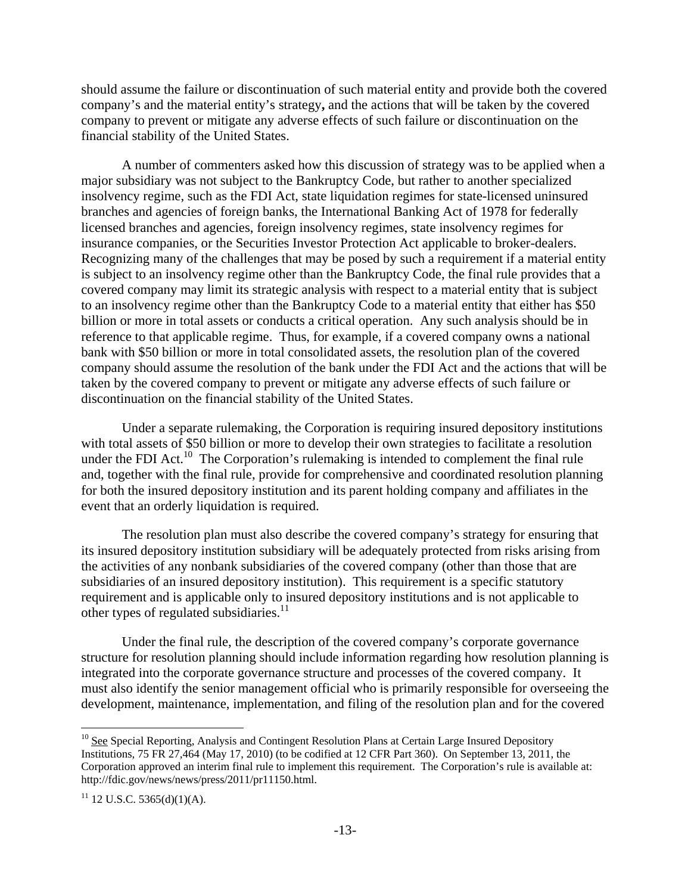should assume the failure or discontinuation of such material entity and provide both the covered company's and the material entity's strategy**,** and the actions that will be taken by the covered company to prevent or mitigate any adverse effects of such failure or discontinuation on the financial stability of the United States.

A number of commenters asked how this discussion of strategy was to be applied when a major subsidiary was not subject to the Bankruptcy Code, but rather to another specialized insolvency regime, such as the FDI Act, state liquidation regimes for state-licensed uninsured branches and agencies of foreign banks, the International Banking Act of 1978 for federally licensed branches and agencies, foreign insolvency regimes, state insolvency regimes for insurance companies, or the Securities Investor Protection Act applicable to broker-dealers. Recognizing many of the challenges that may be posed by such a requirement if a material entity is subject to an insolvency regime other than the Bankruptcy Code, the final rule provides that a covered company may limit its strategic analysis with respect to a material entity that is subject to an insolvency regime other than the Bankruptcy Code to a material entity that either has $50 billion or more in total assets or conducts a critical operation. Any such analysis should be in reference to that applicable regime. Thus, for example, if a covered company owns a national bank with $50 billion or more in total consolidated assets, the resolution plan of the covered company should assume the resolution of the bank under the FDI Act and the actions that will be taken by the covered company to prevent or mitigate any adverse effects of such failure or discontinuation on the financial stability of the United States.

Under a separate rulemaking, the Corporation is requiring insured depository institutions with total assets of $50 billion or more to develop their own strategies to facilitate a resolution under the FDI Act.[10] The Corporation's rulemaking is intended to complement the final rule and, together with the final rule, provide for comprehensive and coordinated resolution planning for both the insured depository institution and its parent holding company and affiliates in the event that an orderly liquidation is required.

The resolution plan must also describe the covered company's strategy for ensuring that its insured depository institution subsidiary will be adequately protected from risks arising from the activities of any nonbank subsidiaries of the covered company (other than those that are subsidiaries of an insured depository institution). This requirement is a specific statutory requirement and is applicable only to insured depository institutions and is not applicable to other types of regulated subsidiaries.[11]

Under the final rule, the description of the covered company's corporate governance structure for resolution planning should include information regarding how resolution planning is integrated into the corporate governance structure and processes of the covered company. It must also identify the senior management official who is primarily responsible for overseeing the development, maintenance, implementation, and filing of the resolution plan and for the covered

---

[10] See Special Reporting, Analysis and Contingent Resolution Plans at Certain Large Insured Depository Institutions, 75 FR 27,464 (May 17, 2010) (to be codified at 12 CFR Part 360). On September 13, 2011, the Corporation approved an interim final rule to implement this requirement. The Corporation's rule is available at: http://fdic.gov/news/news/press/2011/pr11150.html.

[11] 12 U.S.C. 5365(d)(1)(A).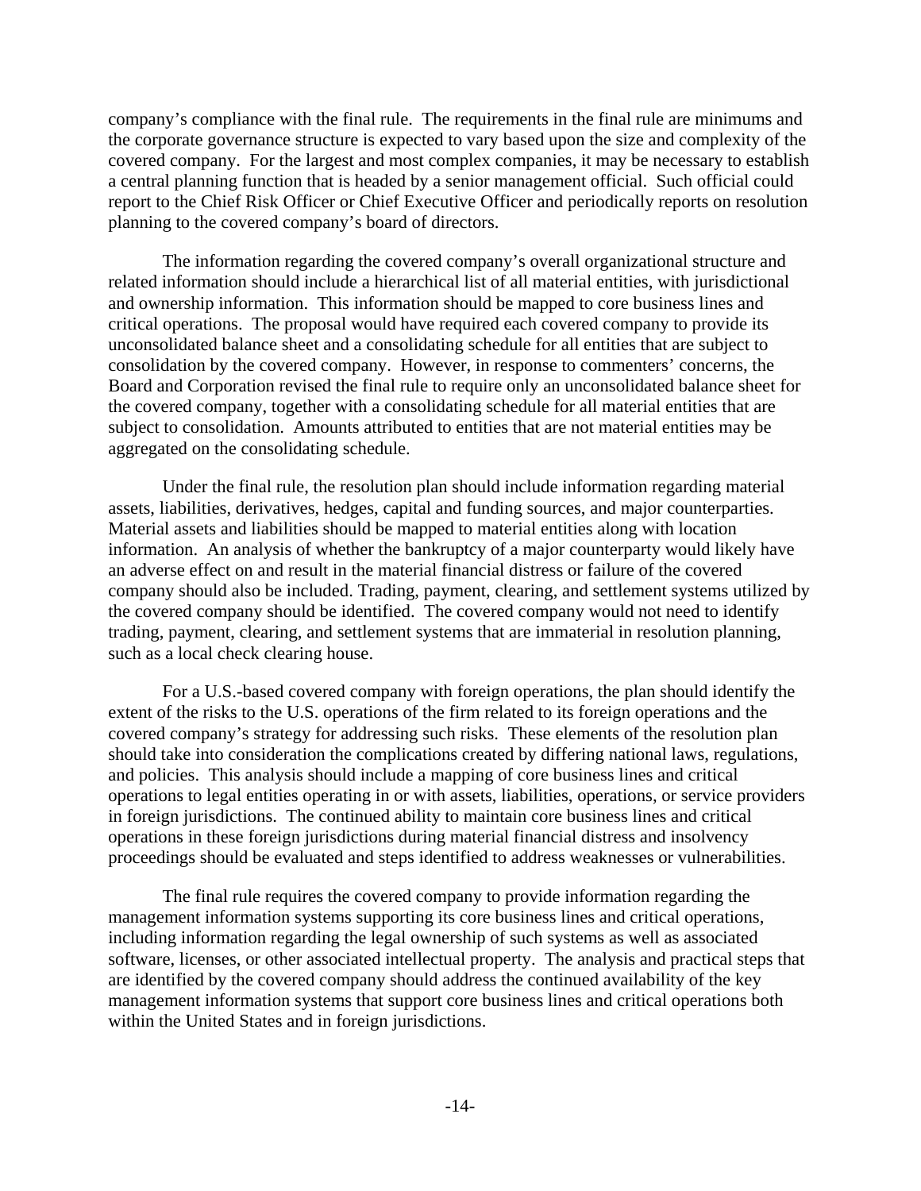company's compliance with the final rule. The requirements in the final rule are minimums and the corporate governance structure is expected to vary based upon the size and complexity of the covered company. For the largest and most complex companies, it may be necessary to establish a central planning function that is headed by a senior management official. Such official could report to the Chief Risk Officer or Chief Executive Officer and periodically reports on resolution planning to the covered company's board of directors.

The information regarding the covered company's overall organizational structure and related information should include a hierarchical list of all material entities, with jurisdictional and ownership information. This information should be mapped to core business lines and critical operations. The proposal would have required each covered company to provide its unconsolidated balance sheet and a consolidating schedule for all entities that are subject to consolidation by the covered company. However, in response to commenters' concerns, the Board and Corporation revised the final rule to require only an unconsolidated balance sheet for the covered company, together with a consolidating schedule for all material entities that are subject to consolidation. Amounts attributed to entities that are not material entities may be aggregated on the consolidating schedule.

Under the final rule, the resolution plan should include information regarding material assets, liabilities, derivatives, hedges, capital and funding sources, and major counterparties. Material assets and liabilities should be mapped to material entities along with location information. An analysis of whether the bankruptcy of a major counterparty would likely have an adverse effect on and result in the material financial distress or failure of the covered company should also be included. Trading, payment, clearing, and settlement systems utilized by the covered company should be identified. The covered company would not need to identify trading, payment, clearing, and settlement systems that are immaterial in resolution planning, such as a local check clearing house.

For a U.S.-based covered company with foreign operations, the plan should identify the extent of the risks to the U.S. operations of the firm related to its foreign operations and the covered company's strategy for addressing such risks. These elements of the resolution plan should take into consideration the complications created by differing national laws, regulations, and policies. This analysis should include a mapping of core business lines and critical operations to legal entities operating in or with assets, liabilities, operations, or service providers in foreign jurisdictions. The continued ability to maintain core business lines and critical operations in these foreign jurisdictions during material financial distress and insolvency proceedings should be evaluated and steps identified to address weaknesses or vulnerabilities.

The final rule requires the covered company to provide information regarding the management information systems supporting its core business lines and critical operations, including information regarding the legal ownership of such systems as well as associated software, licenses, or other associated intellectual property. The analysis and practical steps that are identified by the covered company should address the continued availability of the key management information systems that support core business lines and critical operations both within the United States and in foreign jurisdictions.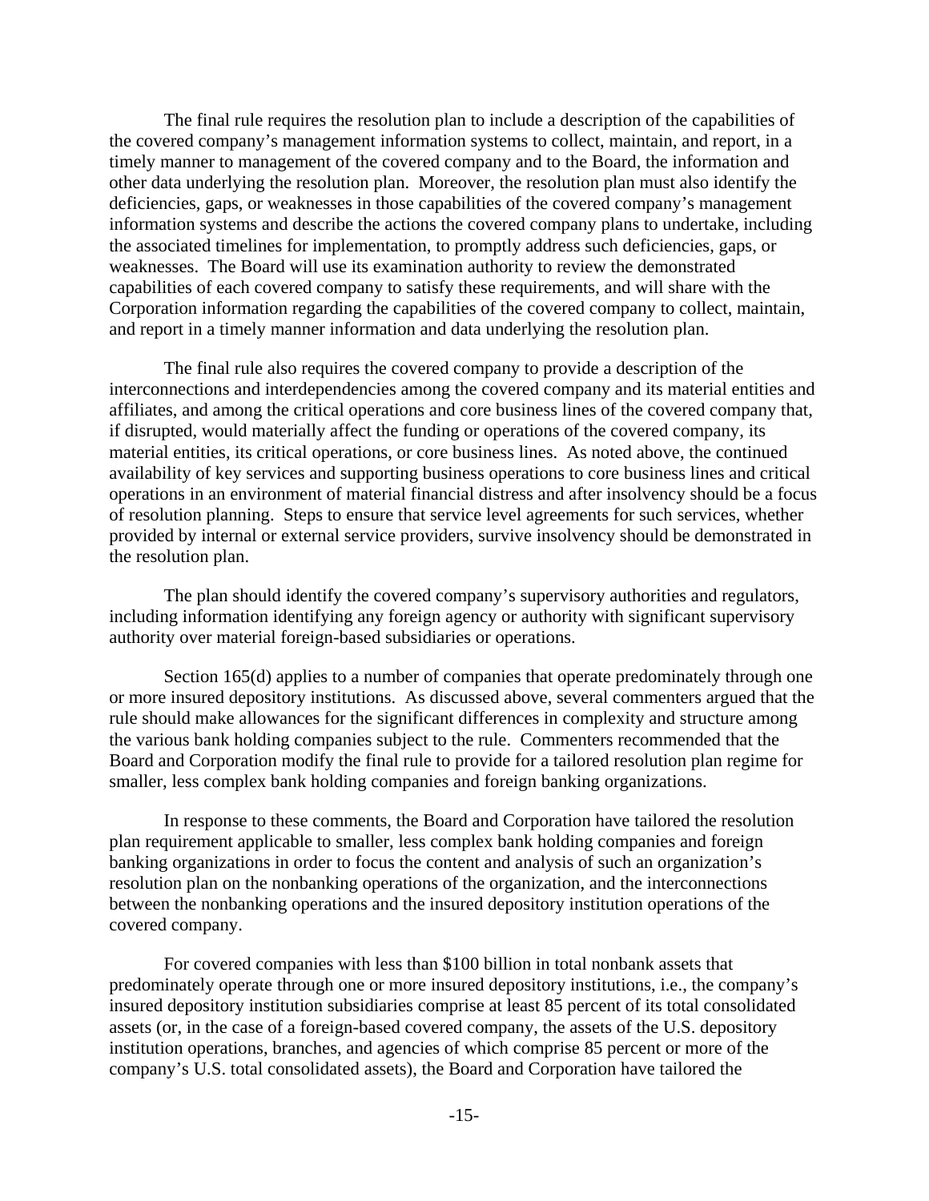The final rule requires the resolution plan to include a description of the capabilities of the covered company's management information systems to collect, maintain, and report, in a timely manner to management of the covered company and to the Board, the information and other data underlying the resolution plan. Moreover, the resolution plan must also identify the deficiencies, gaps, or weaknesses in those capabilities of the covered company's management information systems and describe the actions the covered company plans to undertake, including the associated timelines for implementation, to promptly address such deficiencies, gaps, or weaknesses. The Board will use its examination authority to review the demonstrated capabilities of each covered company to satisfy these requirements, and will share with the Corporation information regarding the capabilities of the covered company to collect, maintain, and report in a timely manner information and data underlying the resolution plan.

The final rule also requires the covered company to provide a description of the interconnections and interdependencies among the covered company and its material entities and affiliates, and among the critical operations and core business lines of the covered company that, if disrupted, would materially affect the funding or operations of the covered company, its material entities, its critical operations, or core business lines. As noted above, the continued availability of key services and supporting business operations to core business lines and critical operations in an environment of material financial distress and after insolvency should be a focus of resolution planning. Steps to ensure that service level agreements for such services, whether provided by internal or external service providers, survive insolvency should be demonstrated in the resolution plan.

The plan should identify the covered company's supervisory authorities and regulators, including information identifying any foreign agency or authority with significant supervisory authority over material foreign-based subsidiaries or operations.

Section 165(d) applies to a number of companies that operate predominately through one or more insured depository institutions. As discussed above, several commenters argued that the rule should make allowances for the significant differences in complexity and structure among the various bank holding companies subject to the rule. Commenters recommended that the Board and Corporation modify the final rule to provide for a tailored resolution plan regime for smaller, less complex bank holding companies and foreign banking organizations.

In response to these comments, the Board and Corporation have tailored the resolution plan requirement applicable to smaller, less complex bank holding companies and foreign banking organizations in order to focus the content and analysis of such an organization's resolution plan on the nonbanking operations of the organization, and the interconnections between the nonbanking operations and the insured depository institution operations of the covered company.

For covered companies with less than $100 billion in total nonbank assets that predominately operate through one or more insured depository institutions, i.e., the company's insured depository institution subsidiaries comprise at least 85 percent of its total consolidated assets (or, in the case of a foreign-based covered company, the assets of the U.S. depository institution operations, branches, and agencies of which comprise 85 percent or more of the company's U.S. total consolidated assets), the Board and Corporation have tailored the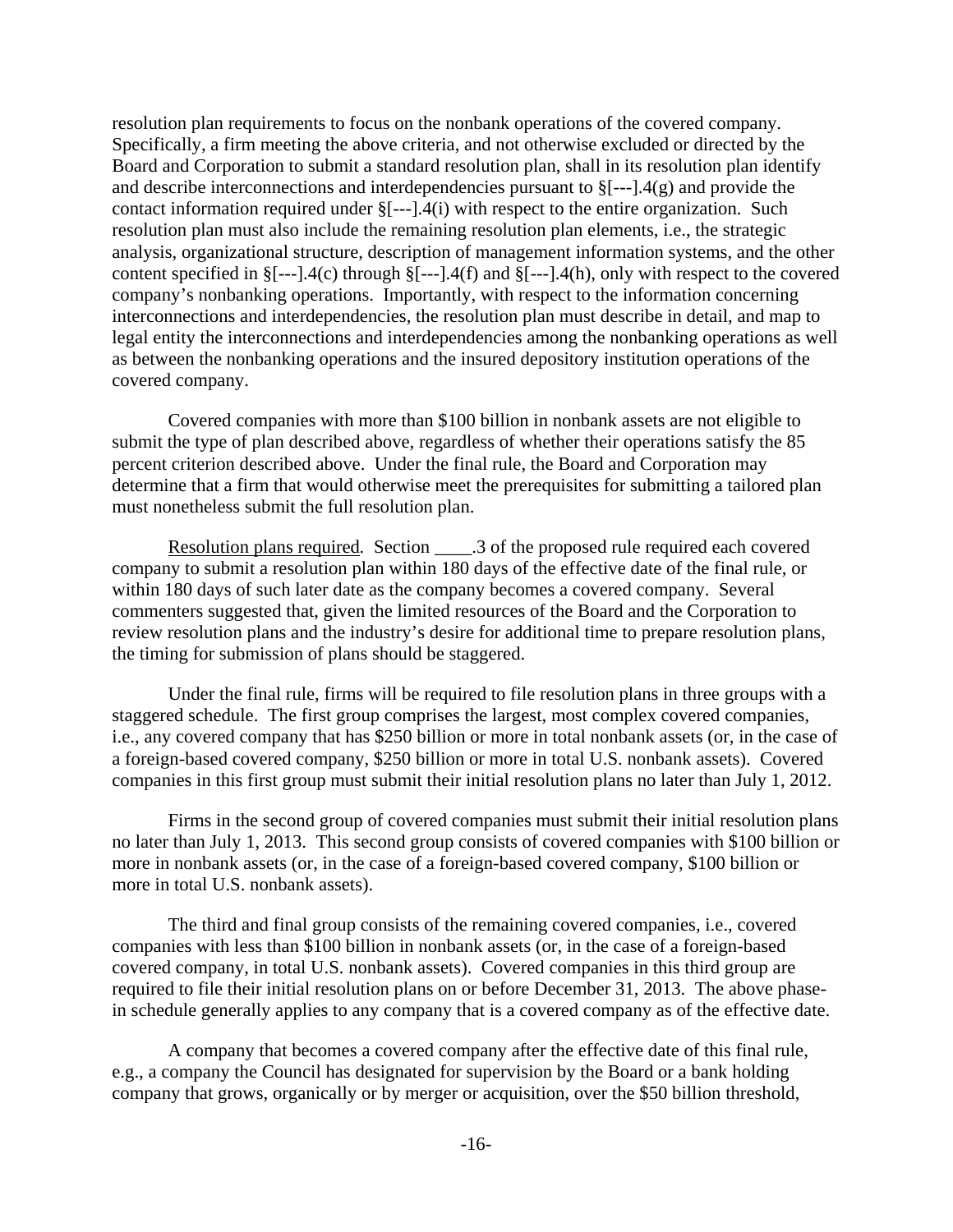resolution plan requirements to focus on the nonbank operations of the covered company. Specifically, a firm meeting the above criteria, and not otherwise excluded or directed by the Board and Corporation to submit a standard resolution plan, shall in its resolution plan identify and describe interconnections and interdependencies pursuant to §[---].4(g) and provide the contact information required under §[---].4(i) with respect to the entire organization. Such resolution plan must also include the remaining resolution plan elements, i.e., the strategic analysis, organizational structure, description of management information systems, and the other content specified in §[---].4(c) through §[---].4(f) and §[---].4(h), only with respect to the covered company's nonbanking operations. Importantly, with respect to the information concerning interconnections and interdependencies, the resolution plan must describe in detail, and map to legal entity the interconnections and interdependencies among the nonbanking operations as well as between the nonbanking operations and the insured depository institution operations of the covered company.

Covered companies with more than \$100 billion in nonbank assets are not eligible to submit the type of plan described above, regardless of whether their operations satisfy the 85 percent criterion described above. Under the final rule, the Board and Corporation may determine that a firm that would otherwise meet the prerequisites for submitting a tailored plan must nonetheless submit the full resolution plan.

Resolution plans required. Section ____.3 of the proposed rule required each covered company to submit a resolution plan within 180 days of the effective date of the final rule, or within 180 days of such later date as the company becomes a covered company. Several commenters suggested that, given the limited resources of the Board and the Corporation to review resolution plans and the industry's desire for additional time to prepare resolution plans, the timing for submission of plans should be staggered.

Under the final rule, firms will be required to file resolution plans in three groups with a staggered schedule. The first group comprises the largest, most complex covered companies, i.e., any covered company that has \$250 billion or more in total nonbank assets (or, in the case of a foreign-based covered company, \$250 billion or more in total U.S. nonbank assets). Covered companies in this first group must submit their initial resolution plans no later than July 1, 2012.

Firms in the second group of covered companies must submit their initial resolution plans no later than July 1, 2013. This second group consists of covered companies with \$100 billion or more in nonbank assets (or, in the case of a foreign-based covered company, \$100 billion or more in total U.S. nonbank assets).

The third and final group consists of the remaining covered companies, i.e., covered companies with less than \$100 billion in nonbank assets (or, in the case of a foreign-based covered company, in total U.S. nonbank assets). Covered companies in this third group are required to file their initial resolution plans on or before December 31, 2013. The above phase-in schedule generally applies to any company that is a covered company as of the effective date.

A company that becomes a covered company after the effective date of this final rule, e.g., a company the Council has designated for supervision by the Board or a bank holding company that grows, organically or by merger or acquisition, over the \$50 billion threshold,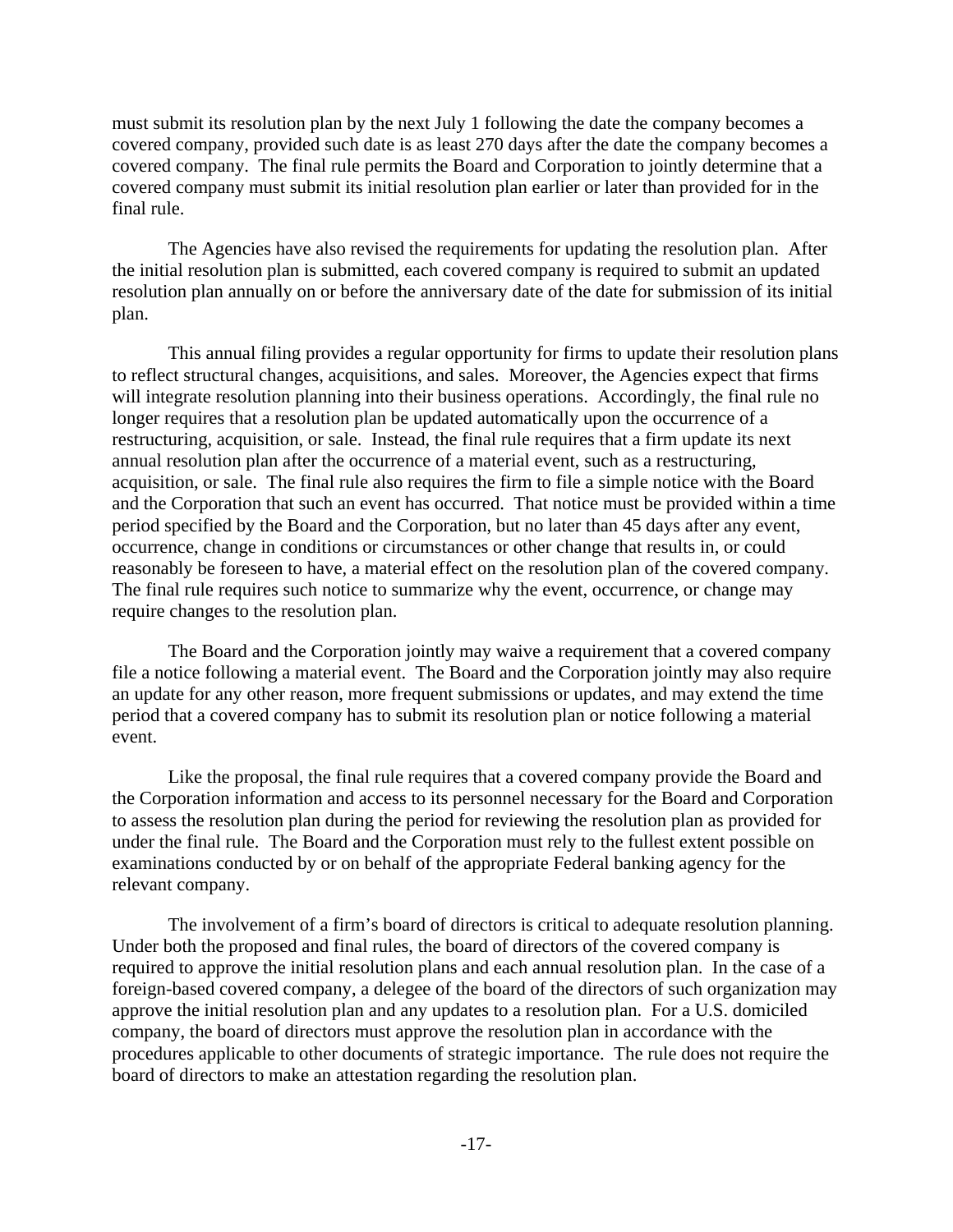must submit its resolution plan by the next July 1 following the date the company becomes a covered company, provided such date is as least 270 days after the date the company becomes a covered company. The final rule permits the Board and Corporation to jointly determine that a covered company must submit its initial resolution plan earlier or later than provided for in the final rule.

The Agencies have also revised the requirements for updating the resolution plan. After the initial resolution plan is submitted, each covered company is required to submit an updated resolution plan annually on or before the anniversary date of the date for submission of its initial plan.

This annual filing provides a regular opportunity for firms to update their resolution plans to reflect structural changes, acquisitions, and sales. Moreover, the Agencies expect that firms will integrate resolution planning into their business operations. Accordingly, the final rule no longer requires that a resolution plan be updated automatically upon the occurrence of a restructuring, acquisition, or sale. Instead, the final rule requires that a firm update its next annual resolution plan after the occurrence of a material event, such as a restructuring, acquisition, or sale. The final rule also requires the firm to file a simple notice with the Board and the Corporation that such an event has occurred. That notice must be provided within a time period specified by the Board and the Corporation, but no later than 45 days after any event, occurrence, change in conditions or circumstances or other change that results in, or could reasonably be foreseen to have, a material effect on the resolution plan of the covered company. The final rule requires such notice to summarize why the event, occurrence, or change may require changes to the resolution plan.

The Board and the Corporation jointly may waive a requirement that a covered company file a notice following a material event. The Board and the Corporation jointly may also require an update for any other reason, more frequent submissions or updates, and may extend the time period that a covered company has to submit its resolution plan or notice following a material event.

Like the proposal, the final rule requires that a covered company provide the Board and the Corporation information and access to its personnel necessary for the Board and Corporation to assess the resolution plan during the period for reviewing the resolution plan as provided for under the final rule. The Board and the Corporation must rely to the fullest extent possible on examinations conducted by or on behalf of the appropriate Federal banking agency for the relevant company.

The involvement of a firm's board of directors is critical to adequate resolution planning. Under both the proposed and final rules, the board of directors of the covered company is required to approve the initial resolution plans and each annual resolution plan. In the case of a foreign-based covered company, a delegee of the board of the directors of such organization may approve the initial resolution plan and any updates to a resolution plan. For a U.S. domiciled company, the board of directors must approve the resolution plan in accordance with the procedures applicable to other documents of strategic importance. The rule does not require the board of directors to make an attestation regarding the resolution plan.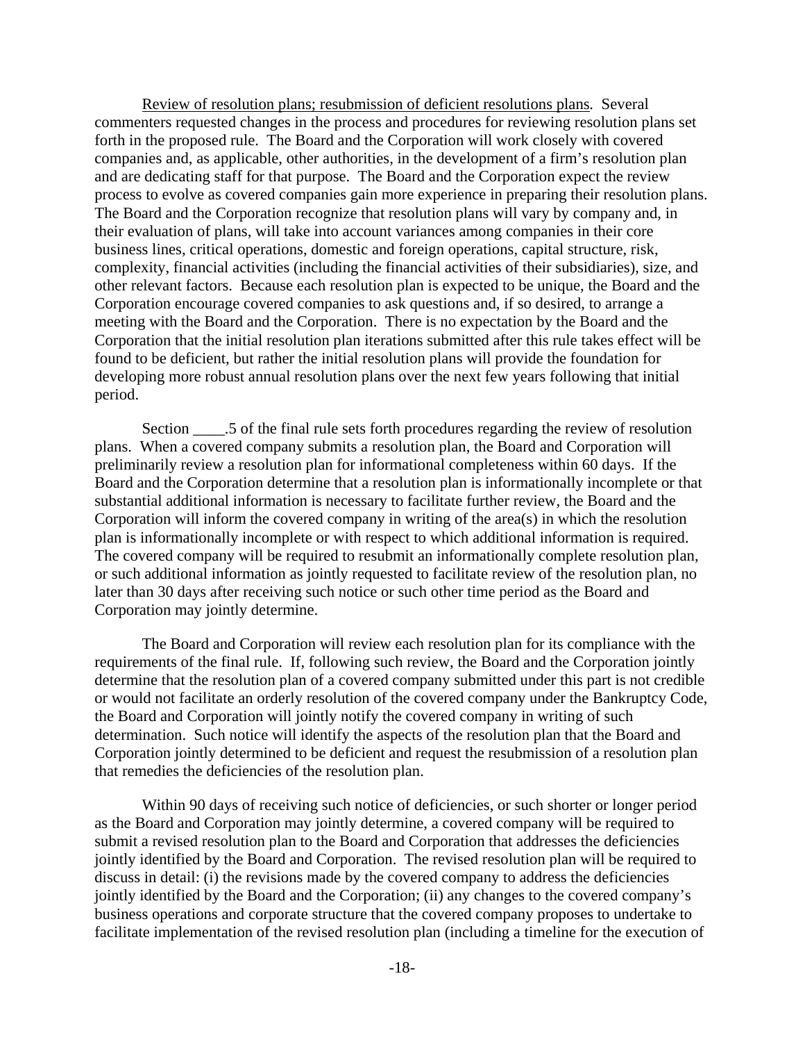Review of resolution plans; resubmission of deficient resolutions plans. Several commenters requested changes in the process and procedures for reviewing resolution plans set forth in the proposed rule. The Board and the Corporation will work closely with covered companies and, as applicable, other authorities, in the development of a firm's resolution plan and are dedicating staff for that purpose. The Board and the Corporation expect the review process to evolve as covered companies gain more experience in preparing their resolution plans. The Board and the Corporation recognize that resolution plans will vary by company and, in their evaluation of plans, will take into account variances among companies in their core business lines, critical operations, domestic and foreign operations, capital structure, risk, complexity, financial activities (including the financial activities of their subsidiaries), size, and other relevant factors. Because each resolution plan is expected to be unique, the Board and the Corporation encourage covered companies to ask questions and, if so desired, to arrange a meeting with the Board and the Corporation. There is no expectation by the Board and the Corporation that the initial resolution plan iterations submitted after this rule takes effect will be found to be deficient, but rather the initial resolution plans will provide the foundation for developing more robust annual resolution plans over the next few years following that initial period.

Section ____.5 of the final rule sets forth procedures regarding the review of resolution plans. When a covered company submits a resolution plan, the Board and Corporation will preliminarily review a resolution plan for informational completeness within 60 days. If the Board and the Corporation determine that a resolution plan is informationally incomplete or that substantial additional information is necessary to facilitate further review, the Board and the Corporation will inform the covered company in writing of the area(s) in which the resolution plan is informationally incomplete or with respect to which additional information is required. The covered company will be required to resubmit an informationally complete resolution plan, or such additional information as jointly requested to facilitate review of the resolution plan, no later than 30 days after receiving such notice or such other time period as the Board and Corporation may jointly determine.

The Board and Corporation will review each resolution plan for its compliance with the requirements of the final rule. If, following such review, the Board and the Corporation jointly determine that the resolution plan of a covered company submitted under this part is not credible or would not facilitate an orderly resolution of the covered company under the Bankruptcy Code, the Board and Corporation will jointly notify the covered company in writing of such determination. Such notice will identify the aspects of the resolution plan that the Board and Corporation jointly determined to be deficient and request the resubmission of a resolution plan that remedies the deficiencies of the resolution plan.

Within 90 days of receiving such notice of deficiencies, or such shorter or longer period as the Board and Corporation may jointly determine, a covered company will be required to submit a revised resolution plan to the Board and Corporation that addresses the deficiencies jointly identified by the Board and Corporation. The revised resolution plan will be required to discuss in detail: (i) the revisions made by the covered company to address the deficiencies jointly identified by the Board and the Corporation; (ii) any changes to the covered company's business operations and corporate structure that the covered company proposes to undertake to facilitate implementation of the revised resolution plan (including a timeline for the execution of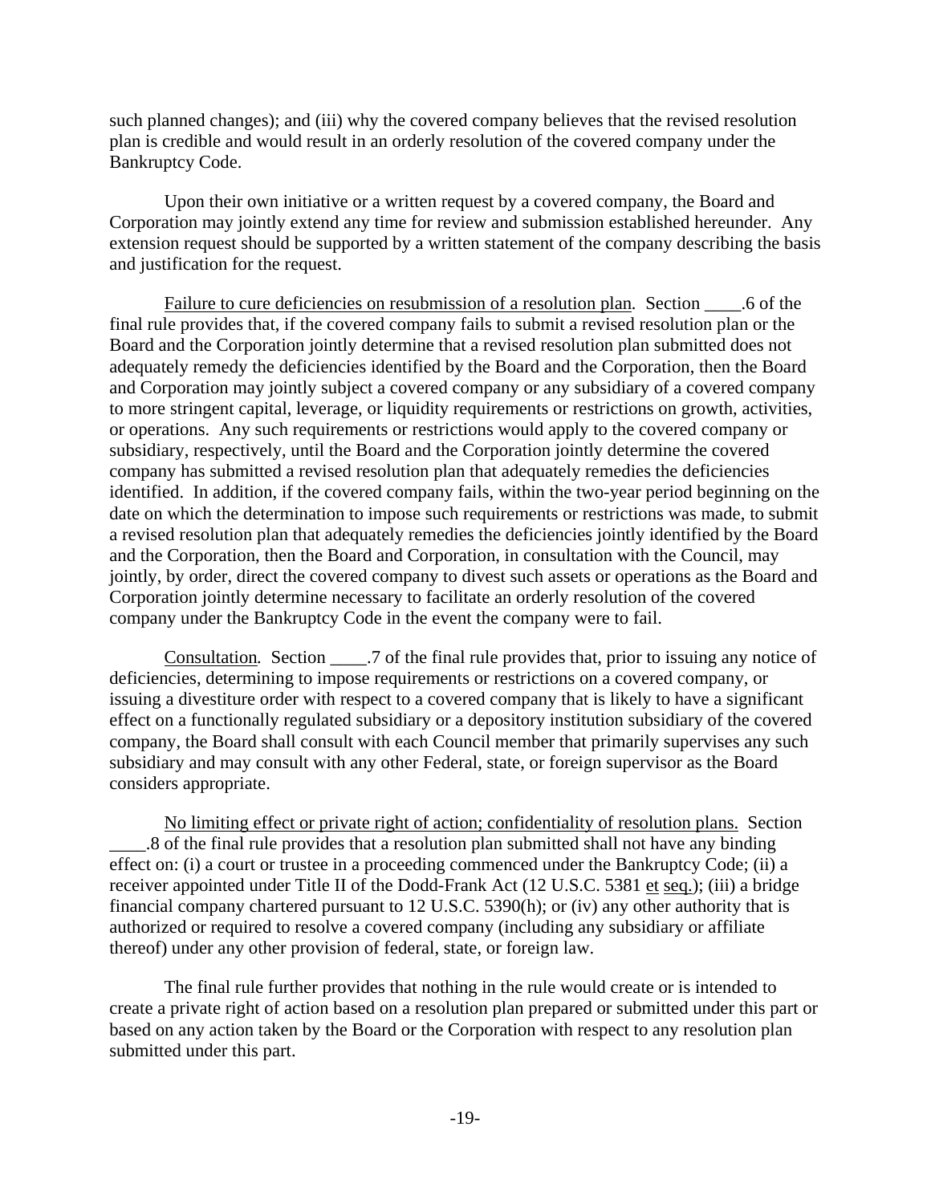such planned changes); and (iii) why the covered company believes that the revised resolution plan is credible and would result in an orderly resolution of the covered company under the Bankruptcy Code.

Upon their own initiative or a written request by a covered company, the Board and Corporation may jointly extend any time for review and submission established hereunder. Any extension request should be supported by a written statement of the company describing the basis and justification for the request.

Failure to cure deficiencies on resubmission of a resolution plan. Section ____.6 of the final rule provides that, if the covered company fails to submit a revised resolution plan or the Board and the Corporation jointly determine that a revised resolution plan submitted does not adequately remedy the deficiencies identified by the Board and the Corporation, then the Board and Corporation may jointly subject a covered company or any subsidiary of a covered company to more stringent capital, leverage, or liquidity requirements or restrictions on growth, activities, or operations. Any such requirements or restrictions would apply to the covered company or subsidiary, respectively, until the Board and the Corporation jointly determine the covered company has submitted a revised resolution plan that adequately remedies the deficiencies identified. In addition, if the covered company fails, within the two-year period beginning on the date on which the determination to impose such requirements or restrictions was made, to submit a revised resolution plan that adequately remedies the deficiencies jointly identified by the Board and the Corporation, then the Board and Corporation, in consultation with the Council, may jointly, by order, direct the covered company to divest such assets or operations as the Board and Corporation jointly determine necessary to facilitate an orderly resolution of the covered company under the Bankruptcy Code in the event the company were to fail.

Consultation. Section ____.7 of the final rule provides that, prior to issuing any notice of deficiencies, determining to impose requirements or restrictions on a covered company, or issuing a divestiture order with respect to a covered company that is likely to have a significant effect on a functionally regulated subsidiary or a depository institution subsidiary of the covered company, the Board shall consult with each Council member that primarily supervises any such subsidiary and may consult with any other Federal, state, or foreign supervisor as the Board considers appropriate.

No limiting effect or private right of action; confidentiality of resolution plans. Section ____.8 of the final rule provides that a resolution plan submitted shall not have any binding effect on: (i) a court or trustee in a proceeding commenced under the Bankruptcy Code; (ii) a receiver appointed under Title II of the Dodd-Frank Act (12 U.S.C. 5381 et seq.); (iii) a bridge financial company chartered pursuant to 12 U.S.C. 5390(h); or (iv) any other authority that is authorized or required to resolve a covered company (including any subsidiary or affiliate thereof) under any other provision of federal, state, or foreign law.

The final rule further provides that nothing in the rule would create or is intended to create a private right of action based on a resolution plan prepared or submitted under this part or based on any action taken by the Board or the Corporation with respect to any resolution plan submitted under this part.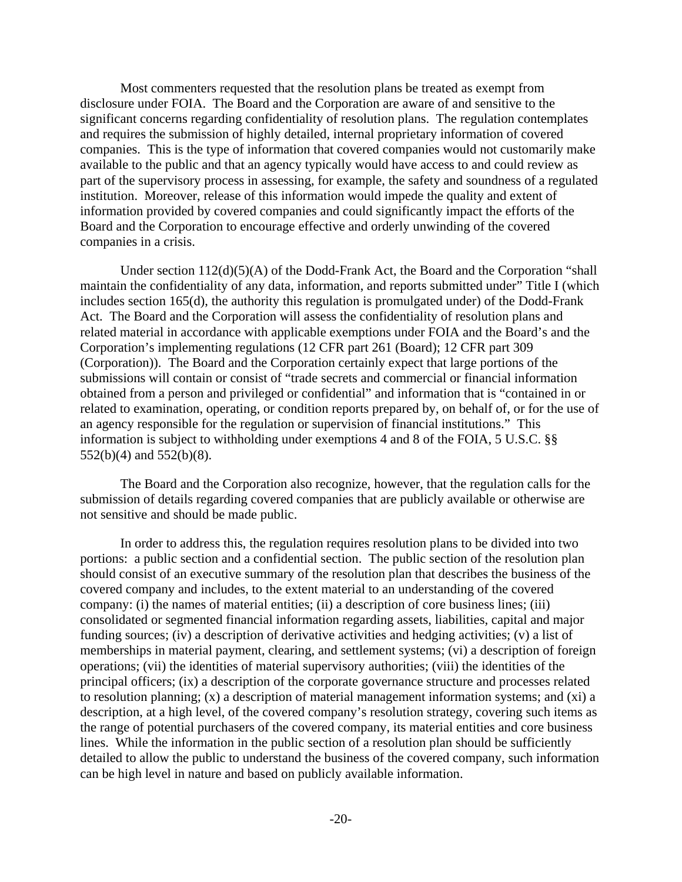Most commenters requested that the resolution plans be treated as exempt from disclosure under FOIA. The Board and the Corporation are aware of and sensitive to the significant concerns regarding confidentiality of resolution plans. The regulation contemplates and requires the submission of highly detailed, internal proprietary information of covered companies. This is the type of information that covered companies would not customarily make available to the public and that an agency typically would have access to and could review as part of the supervisory process in assessing, for example, the safety and soundness of a regulated institution. Moreover, release of this information would impede the quality and extent of information provided by covered companies and could significantly impact the efforts of the Board and the Corporation to encourage effective and orderly unwinding of the covered companies in a crisis.

Under section 112(d)(5)(A) of the Dodd-Frank Act, the Board and the Corporation "shall maintain the confidentiality of any data, information, and reports submitted under" Title I (which includes section 165(d), the authority this regulation is promulgated under) of the Dodd-Frank Act. The Board and the Corporation will assess the confidentiality of resolution plans and related material in accordance with applicable exemptions under FOIA and the Board's and the Corporation's implementing regulations (12 CFR part 261 (Board); 12 CFR part 309 (Corporation)). The Board and the Corporation certainly expect that large portions of the submissions will contain or consist of "trade secrets and commercial or financial information obtained from a person and privileged or confidential" and information that is "contained in or related to examination, operating, or condition reports prepared by, on behalf of, or for the use of an agency responsible for the regulation or supervision of financial institutions." This information is subject to withholding under exemptions 4 and 8 of the FOIA, 5 U.S.C. §§ 552(b)(4) and 552(b)(8).

The Board and the Corporation also recognize, however, that the regulation calls for the submission of details regarding covered companies that are publicly available or otherwise are not sensitive and should be made public.

In order to address this, the regulation requires resolution plans to be divided into two portions: a public section and a confidential section. The public section of the resolution plan should consist of an executive summary of the resolution plan that describes the business of the covered company and includes, to the extent material to an understanding of the covered company: (i) the names of material entities; (ii) a description of core business lines; (iii) consolidated or segmented financial information regarding assets, liabilities, capital and major funding sources; (iv) a description of derivative activities and hedging activities; (v) a list of memberships in material payment, clearing, and settlement systems; (vi) a description of foreign operations; (vii) the identities of material supervisory authorities; (viii) the identities of the principal officers; (ix) a description of the corporate governance structure and processes related to resolution planning; (x) a description of material management information systems; and (xi) a description, at a high level, of the covered company's resolution strategy, covering such items as the range of potential purchasers of the covered company, its material entities and core business lines. While the information in the public section of a resolution plan should be sufficiently detailed to allow the public to understand the business of the covered company, such information can be high level in nature and based on publicly available information.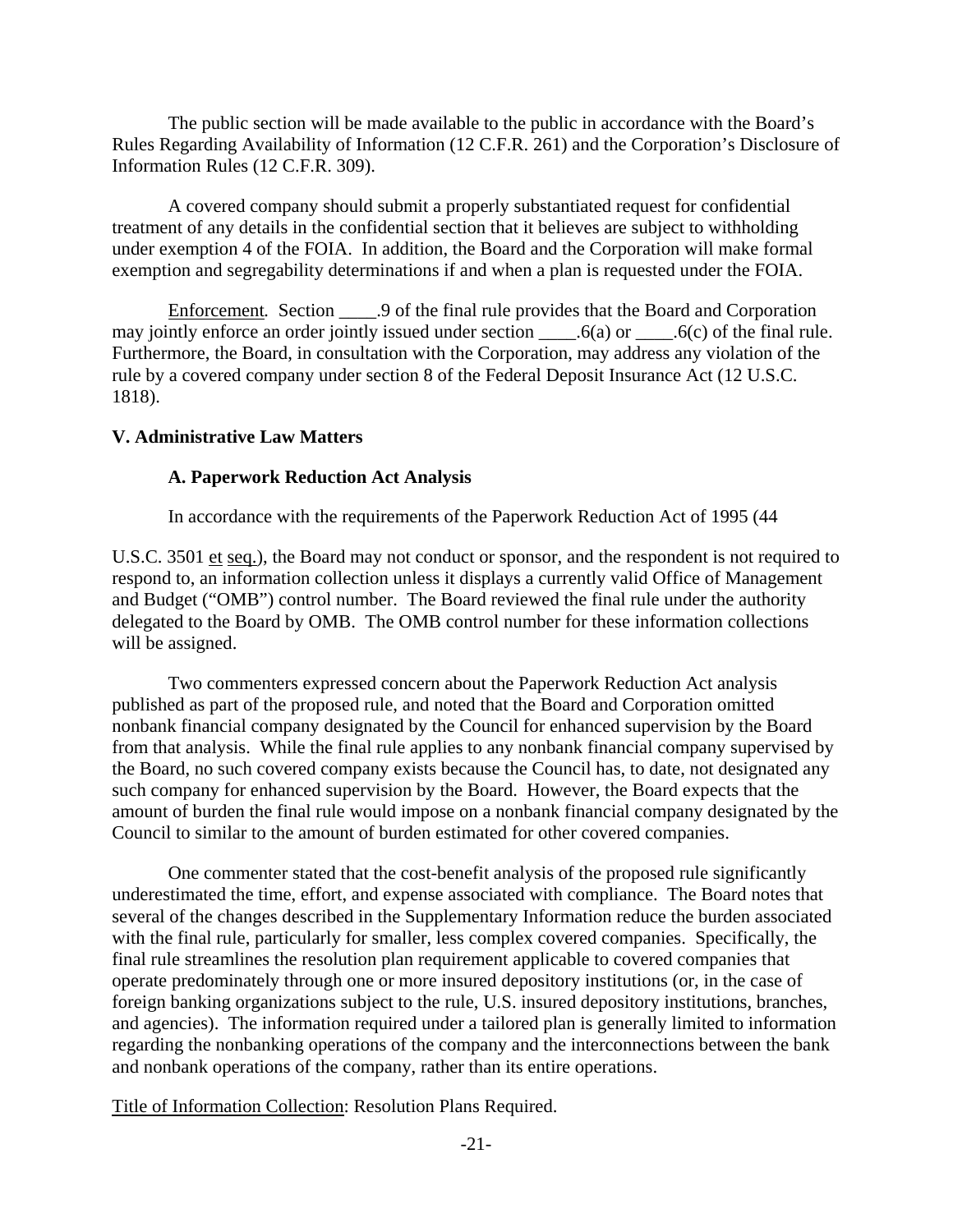The public section will be made available to the public in accordance with the Board's Rules Regarding Availability of Information (12 C.F.R. 261) and the Corporation's Disclosure of Information Rules (12 C.F.R. 309).

A covered company should submit a properly substantiated request for confidential treatment of any details in the confidential section that it believes are subject to withholding under exemption 4 of the FOIA. In addition, the Board and the Corporation will make formal exemption and segregability determinations if and when a plan is requested under the FOIA.

Enforcement*.* Section ____.9 of the final rule provides that the Board and Corporation may jointly enforce an order jointly issued under section ____.6(a) or ____.6(c) of the final rule. Furthermore, the Board, in consultation with the Corporation, may address any violation of the rule by a covered company under section 8 of the Federal Deposit Insurance Act (12 U.S.C. 1818).

**V. Administrative Law Matters**

**A. Paperwork Reduction Act Analysis**

In accordance with the requirements of the Paperwork Reduction Act of 1995 (44 U.S.C. 3501 et seq.), the Board may not conduct or sponsor, and the respondent is not required to respond to, an information collection unless it displays a currently valid Office of Management and Budget ("OMB") control number. The Board reviewed the final rule under the authority delegated to the Board by OMB. The OMB control number for these information collections will be assigned.

Two commenters expressed concern about the Paperwork Reduction Act analysis published as part of the proposed rule, and noted that the Board and Corporation omitted nonbank financial company designated by the Council for enhanced supervision by the Board from that analysis. While the final rule applies to any nonbank financial company supervised by the Board, no such covered company exists because the Council has, to date, not designated any such company for enhanced supervision by the Board. However, the Board expects that the amount of burden the final rule would impose on a nonbank financial company designated by the Council to similar to the amount of burden estimated for other covered companies.

One commenter stated that the cost-benefit analysis of the proposed rule significantly underestimated the time, effort, and expense associated with compliance. The Board notes that several of the changes described in the Supplementary Information reduce the burden associated with the final rule, particularly for smaller, less complex covered companies. Specifically, the final rule streamlines the resolution plan requirement applicable to covered companies that operate predominately through one or more insured depository institutions (or, in the case of foreign banking organizations subject to the rule, U.S. insured depository institutions, branches, and agencies). The information required under a tailored plan is generally limited to information regarding the nonbanking operations of the company and the interconnections between the bank and nonbank operations of the company, rather than its entire operations.

Title of Information Collection: Resolution Plans Required.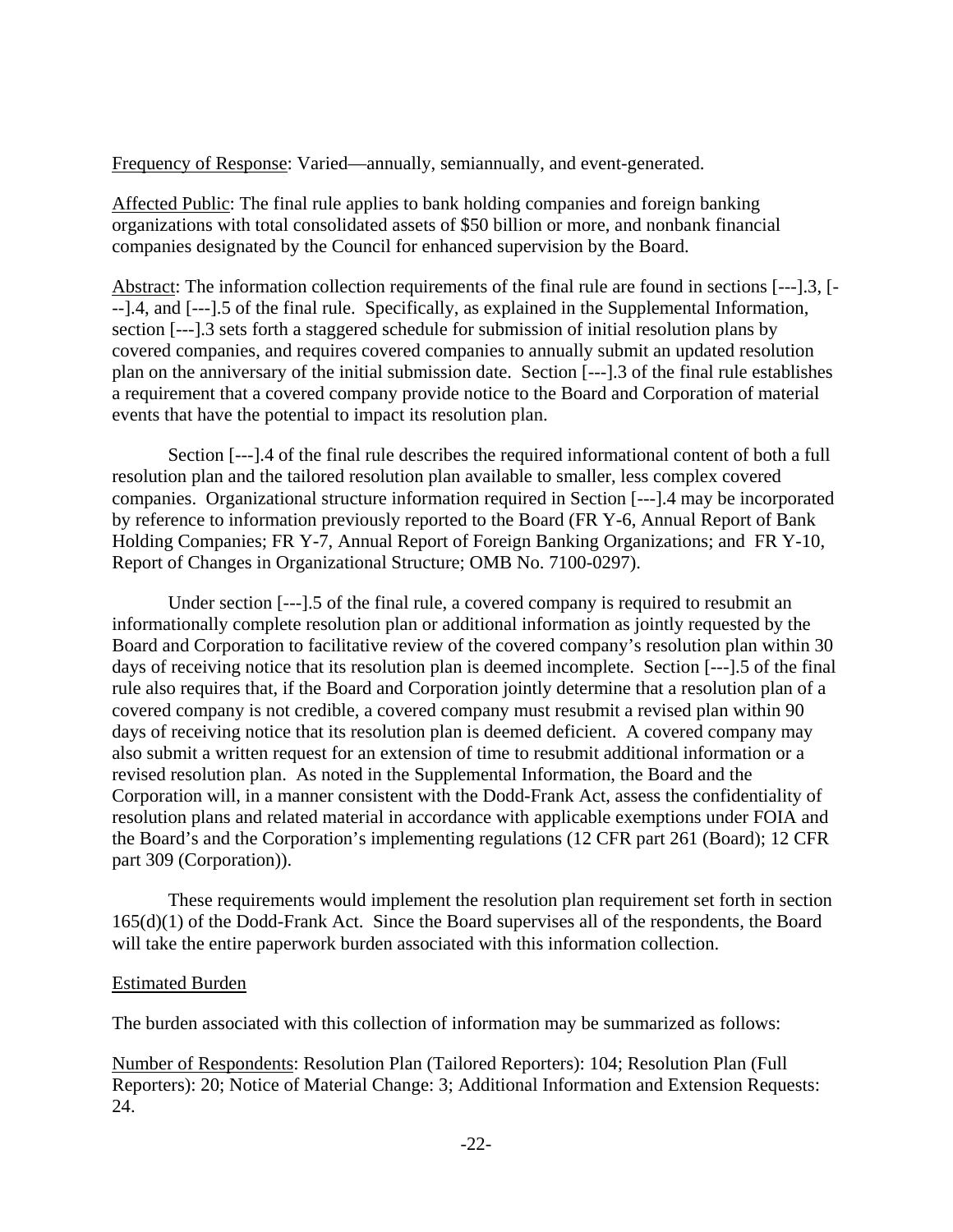Frequency of Response: Varied—annually, semiannually, and event-generated.

Affected Public: The final rule applies to bank holding companies and foreign banking organizations with total consolidated assets of $50 billion or more, and nonbank financial companies designated by the Council for enhanced supervision by the Board.

Abstract: The information collection requirements of the final rule are found in sections [---].3, [---].4, and [---].5 of the final rule. Specifically, as explained in the Supplemental Information, section [---].3 sets forth a staggered schedule for submission of initial resolution plans by covered companies, and requires covered companies to annually submit an updated resolution plan on the anniversary of the initial submission date. Section [---].3 of the final rule establishes a requirement that a covered company provide notice to the Board and Corporation of material events that have the potential to impact its resolution plan.

Section [---].4 of the final rule describes the required informational content of both a full resolution plan and the tailored resolution plan available to smaller, less complex covered companies. Organizational structure information required in Section [---].4 may be incorporated by reference to information previously reported to the Board (FR Y-6, Annual Report of Bank Holding Companies; FR Y-7, Annual Report of Foreign Banking Organizations; and FR Y-10, Report of Changes in Organizational Structure; OMB No. 7100-0297).

Under section [---].5 of the final rule, a covered company is required to resubmit an informationally complete resolution plan or additional information as jointly requested by the Board and Corporation to facilitative review of the covered company's resolution plan within 30 days of receiving notice that its resolution plan is deemed incomplete. Section [---].5 of the final rule also requires that, if the Board and Corporation jointly determine that a resolution plan of a covered company is not credible, a covered company must resubmit a revised plan within 90 days of receiving notice that its resolution plan is deemed deficient. A covered company may also submit a written request for an extension of time to resubmit additional information or a revised resolution plan. As noted in the Supplemental Information, the Board and the Corporation will, in a manner consistent with the Dodd-Frank Act, assess the confidentiality of resolution plans and related material in accordance with applicable exemptions under FOIA and the Board's and the Corporation's implementing regulations (12 CFR part 261 (Board); 12 CFR part 309 (Corporation)).

These requirements would implement the resolution plan requirement set forth in section 165(d)(1) of the Dodd-Frank Act. Since the Board supervises all of the respondents, the Board will take the entire paperwork burden associated with this information collection.

Estimated Burden

The burden associated with this collection of information may be summarized as follows:

Number of Respondents: Resolution Plan (Tailored Reporters): 104; Resolution Plan (Full Reporters): 20; Notice of Material Change: 3; Additional Information and Extension Requests: 24.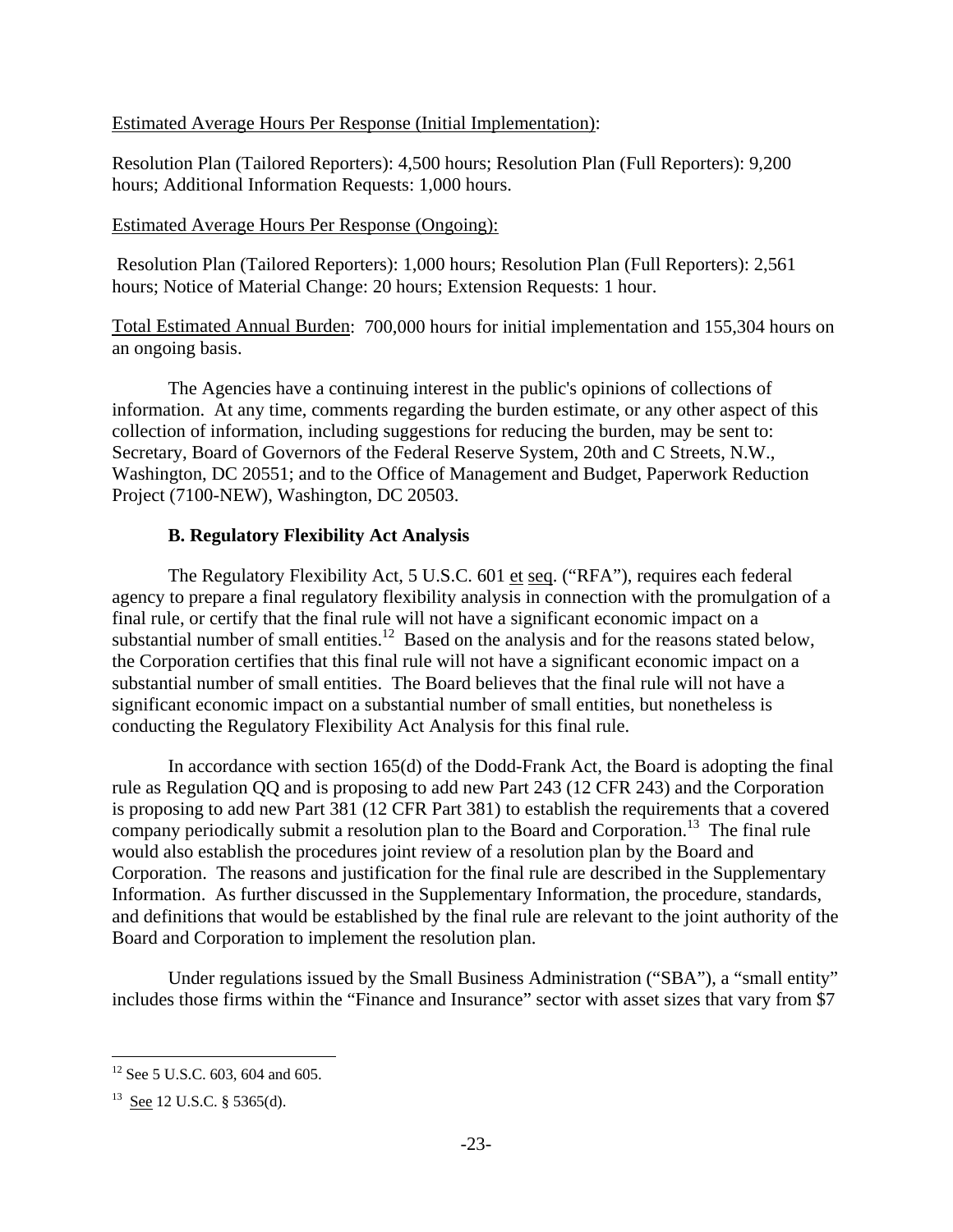Estimated Average Hours Per Response (Initial Implementation):

Resolution Plan (Tailored Reporters): 4,500 hours; Resolution Plan (Full Reporters): 9,200 hours; Additional Information Requests: 1,000 hours.

Estimated Average Hours Per Response (Ongoing):

Resolution Plan (Tailored Reporters): 1,000 hours; Resolution Plan (Full Reporters): 2,561 hours; Notice of Material Change: 20 hours; Extension Requests: 1 hour.

Total Estimated Annual Burden: 700,000 hours for initial implementation and 155,304 hours on an ongoing basis.

The Agencies have a continuing interest in the public's opinions of collections of information. At any time, comments regarding the burden estimate, or any other aspect of this collection of information, including suggestions for reducing the burden, may be sent to: Secretary, Board of Governors of the Federal Reserve System, 20th and C Streets, N.W., Washington, DC 20551; and to the Office of Management and Budget, Paperwork Reduction Project (7100-NEW), Washington, DC 20503.

### B. Regulatory Flexibility Act Analysis

The Regulatory Flexibility Act, 5 U.S.C. 601 et seq. ("RFA"), requires each federal agency to prepare a final regulatory flexibility analysis in connection with the promulgation of a final rule, or certify that the final rule will not have a significant economic impact on a substantial number of small entities.[12] Based on the analysis and for the reasons stated below, the Corporation certifies that this final rule will not have a significant economic impact on a substantial number of small entities. The Board believes that the final rule will not have a significant economic impact on a substantial number of small entities, but nonetheless is conducting the Regulatory Flexibility Act Analysis for this final rule.

In accordance with section 165(d) of the Dodd-Frank Act, the Board is adopting the final rule as Regulation QQ and is proposing to add new Part 243 (12 CFR 243) and the Corporation is proposing to add new Part 381 (12 CFR Part 381) to establish the requirements that a covered company periodically submit a resolution plan to the Board and Corporation.[13] The final rule would also establish the procedures joint review of a resolution plan by the Board and Corporation. The reasons and justification for the final rule are described in the Supplementary Information. As further discussed in the Supplementary Information, the procedure, standards, and definitions that would be established by the final rule are relevant to the joint authority of the Board and Corporation to implement the resolution plan.

Under regulations issued by the Small Business Administration ("SBA"), a "small entity" includes those firms within the "Finance and Insurance" sector with asset sizes that vary from $7

---

[12] See 5 U.S.C. 603, 604 and 605.

[13] See 12 U.S.C. § 5365(d).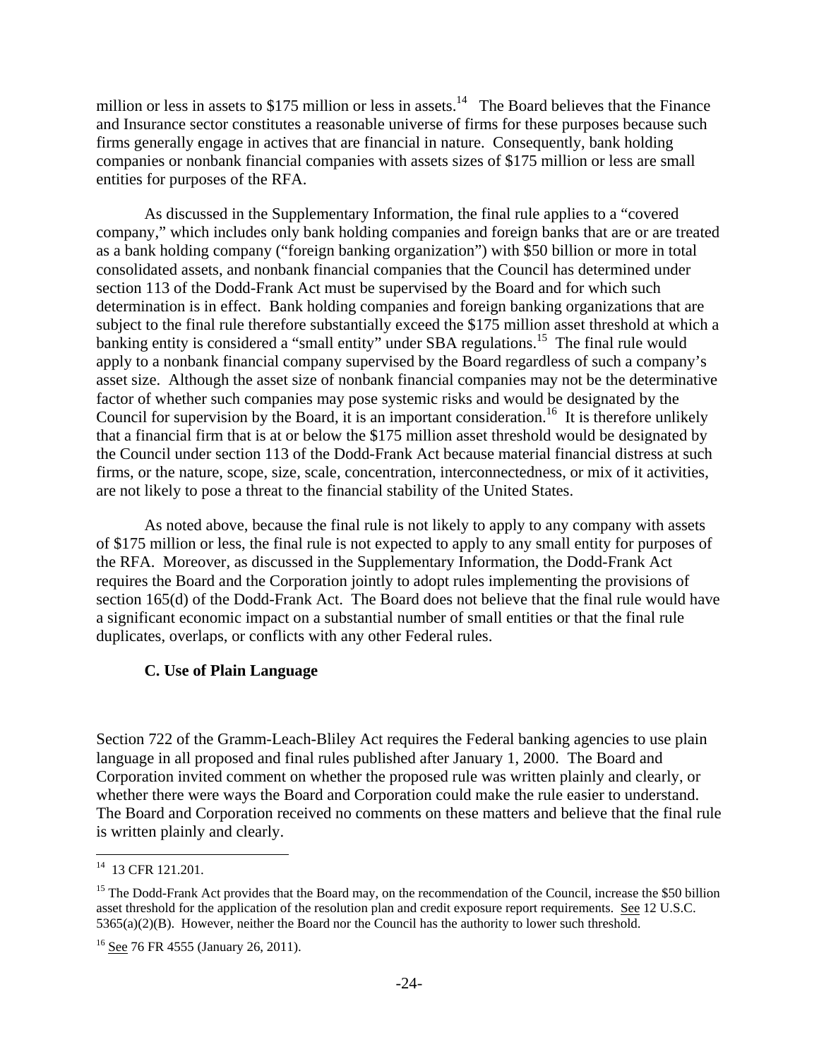million or less in assets to $175 million or less in assets.[14] The Board believes that the Finance and Insurance sector constitutes a reasonable universe of firms for these purposes because such firms generally engage in actives that are financial in nature. Consequently, bank holding companies or nonbank financial companies with assets sizes of $175 million or less are small entities for purposes of the RFA.

As discussed in the Supplementary Information, the final rule applies to a "covered company," which includes only bank holding companies and foreign banks that are or are treated as a bank holding company ("foreign banking organization") with $50 billion or more in total consolidated assets, and nonbank financial companies that the Council has determined under section 113 of the Dodd-Frank Act must be supervised by the Board and for which such determination is in effect. Bank holding companies and foreign banking organizations that are subject to the final rule therefore substantially exceed the $175 million asset threshold at which a banking entity is considered a "small entity" under SBA regulations.[15] The final rule would apply to a nonbank financial company supervised by the Board regardless of such a company's asset size. Although the asset size of nonbank financial companies may not be the determinative factor of whether such companies may pose systemic risks and would be designated by the Council for supervision by the Board, it is an important consideration.[16] It is therefore unlikely that a financial firm that is at or below the $175 million asset threshold would be designated by the Council under section 113 of the Dodd-Frank Act because material financial distress at such firms, or the nature, scope, size, scale, concentration, interconnectedness, or mix of it activities, are not likely to pose a threat to the financial stability of the United States.

As noted above, because the final rule is not likely to apply to any company with assets of $175 million or less, the final rule is not expected to apply to any small entity for purposes of the RFA. Moreover, as discussed in the Supplementary Information, the Dodd-Frank Act requires the Board and the Corporation jointly to adopt rules implementing the provisions of section 165(d) of the Dodd-Frank Act. The Board does not believe that the final rule would have a significant economic impact on a substantial number of small entities or that the final rule duplicates, overlaps, or conflicts with any other Federal rules.

### C. Use of Plain Language

Section 722 of the Gramm-Leach-Bliley Act requires the Federal banking agencies to use plain language in all proposed and final rules published after January 1, 2000. The Board and Corporation invited comment on whether the proposed rule was written plainly and clearly, or whether there were ways the Board and Corporation could make the rule easier to understand. The Board and Corporation received no comments on these matters and believe that the final rule is written plainly and clearly.

---

[14] 13 CFR 121.201.

[15] The Dodd-Frank Act provides that the Board may, on the recommendation of the Council, increase the $50 billion asset threshold for the application of the resolution plan and credit exposure report requirements. See 12 U.S.C. 5365(a)(2)(B). However, neither the Board nor the Council has the authority to lower such threshold.

[16] See 76 FR 4555 (January 26, 2011).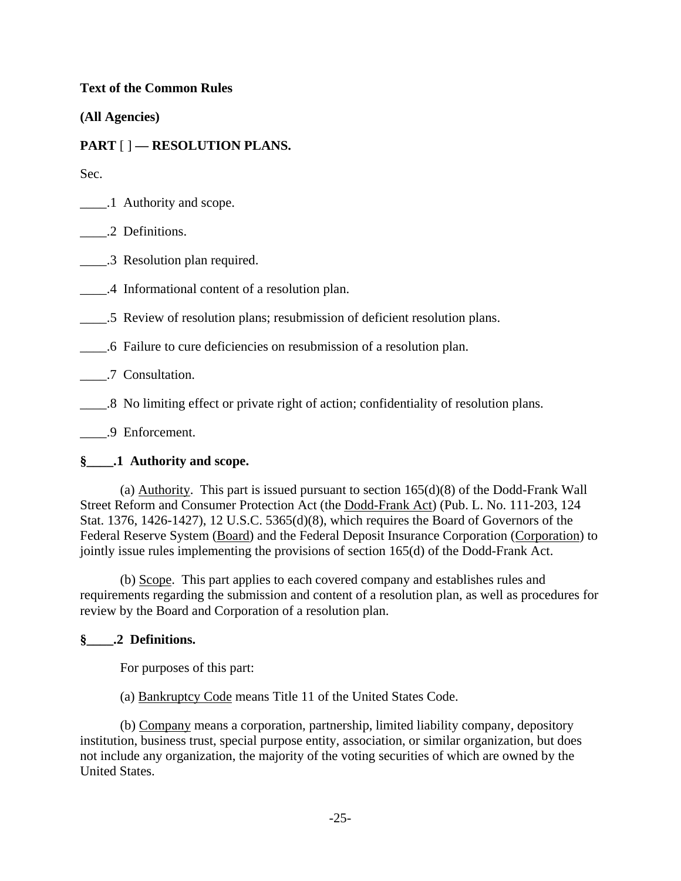**Text of the Common Rules**

**(All Agencies)**

**PART [ ] — RESOLUTION PLANS.**

Sec.

____.1 Authority and scope.

____.2 Definitions.

____.3 Resolution plan required.

____.4 Informational content of a resolution plan.

____.5 Review of resolution plans; resubmission of deficient resolution plans.

____.6 Failure to cure deficiencies on resubmission of a resolution plan.

____.7 Consultation.

____.8 No limiting effect or private right of action; confidentiality of resolution plans.

____.9 Enforcement.

**§____.1 Authority and scope.**

(a) Authority. This part is issued pursuant to section 165(d)(8) of the Dodd-Frank Wall Street Reform and Consumer Protection Act (the Dodd-Frank Act) (Pub. L. No. 111-203, 124 Stat. 1376, 1426-1427), 12 U.S.C. 5365(d)(8), which requires the Board of Governors of the Federal Reserve System (Board) and the Federal Deposit Insurance Corporation (Corporation) to jointly issue rules implementing the provisions of section 165(d) of the Dodd-Frank Act.

(b) Scope. This part applies to each covered company and establishes rules and requirements regarding the submission and content of a resolution plan, as well as procedures for review by the Board and Corporation of a resolution plan.

**§____.2 Definitions.**

For purposes of this part:

(a) Bankruptcy Code means Title 11 of the United States Code.

(b) Company means a corporation, partnership, limited liability company, depository institution, business trust, special purpose entity, association, or similar organization, but does not include any organization, the majority of the voting securities of which are owned by the United States.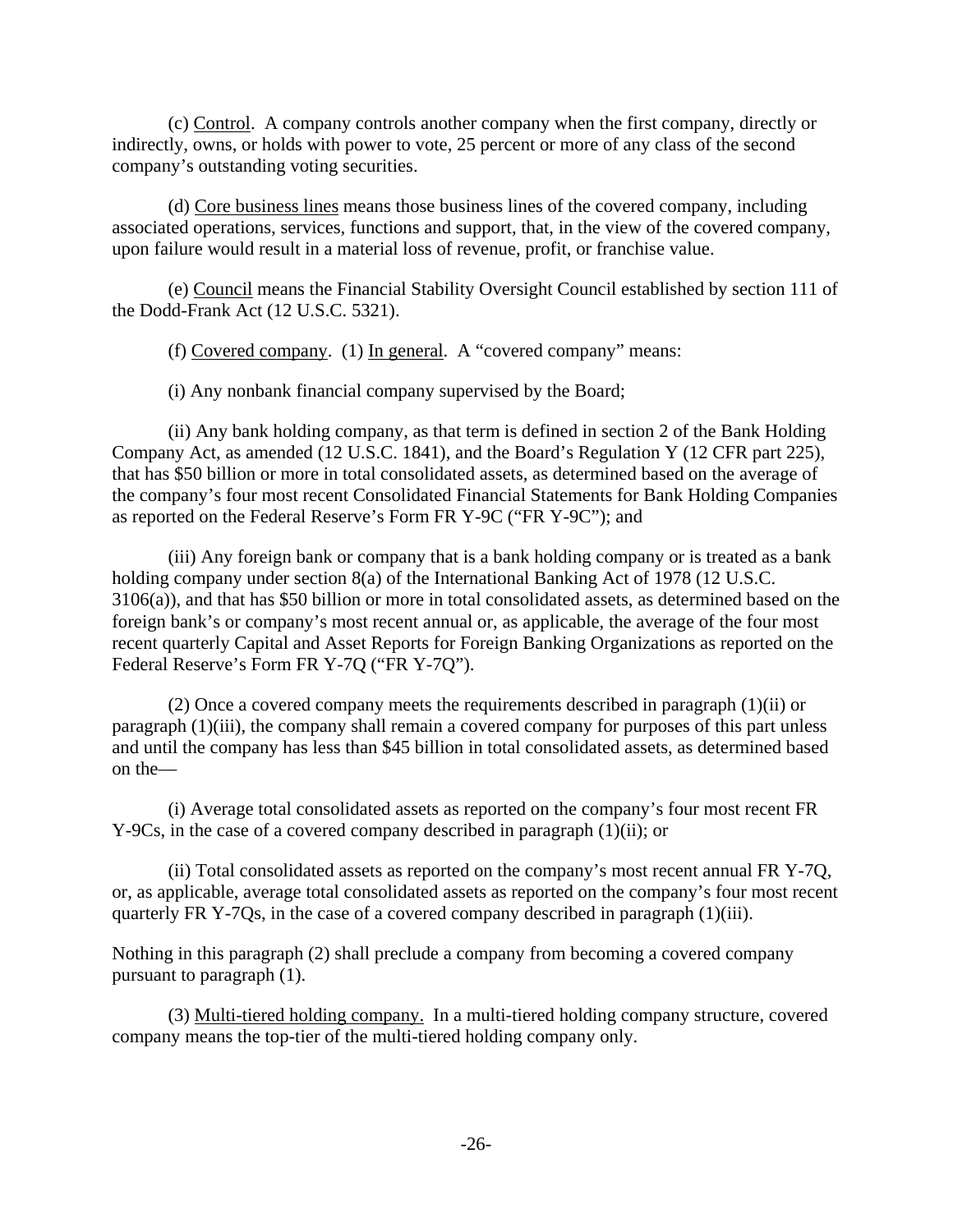(c) Control. A company controls another company when the first company, directly or indirectly, owns, or holds with power to vote, 25 percent or more of any class of the second company's outstanding voting securities.

(d) Core business lines means those business lines of the covered company, including associated operations, services, functions and support, that, in the view of the covered company, upon failure would result in a material loss of revenue, profit, or franchise value.

(e) Council means the Financial Stability Oversight Council established by section 111 of the Dodd-Frank Act (12 U.S.C. 5321).

(f) Covered company. (1) In general. A "covered company" means:

(i) Any nonbank financial company supervised by the Board;

(ii) Any bank holding company, as that term is defined in section 2 of the Bank Holding Company Act, as amended (12 U.S.C. 1841), and the Board's Regulation Y (12 CFR part 225), that has $50 billion or more in total consolidated assets, as determined based on the average of the company's four most recent Consolidated Financial Statements for Bank Holding Companies as reported on the Federal Reserve's Form FR Y-9C ("FR Y-9C"); and

(iii) Any foreign bank or company that is a bank holding company or is treated as a bank holding company under section 8(a) of the International Banking Act of 1978 (12 U.S.C. 3106(a)), and that has $50 billion or more in total consolidated assets, as determined based on the foreign bank's or company's most recent annual or, as applicable, the average of the four most recent quarterly Capital and Asset Reports for Foreign Banking Organizations as reported on the Federal Reserve's Form FR Y-7Q ("FR Y-7Q").

(2) Once a covered company meets the requirements described in paragraph (1)(ii) or paragraph (1)(iii), the company shall remain a covered company for purposes of this part unless and until the company has less than $45 billion in total consolidated assets, as determined based on the—

(i) Average total consolidated assets as reported on the company's four most recent FR Y-9Cs, in the case of a covered company described in paragraph (1)(ii); or

(ii) Total consolidated assets as reported on the company's most recent annual FR Y-7Q, or, as applicable, average total consolidated assets as reported on the company's four most recent quarterly FR Y-7Qs, in the case of a covered company described in paragraph (1)(iii).

Nothing in this paragraph (2) shall preclude a company from becoming a covered company pursuant to paragraph (1).

(3) Multi-tiered holding company. In a multi-tiered holding company structure, covered company means the top-tier of the multi-tiered holding company only.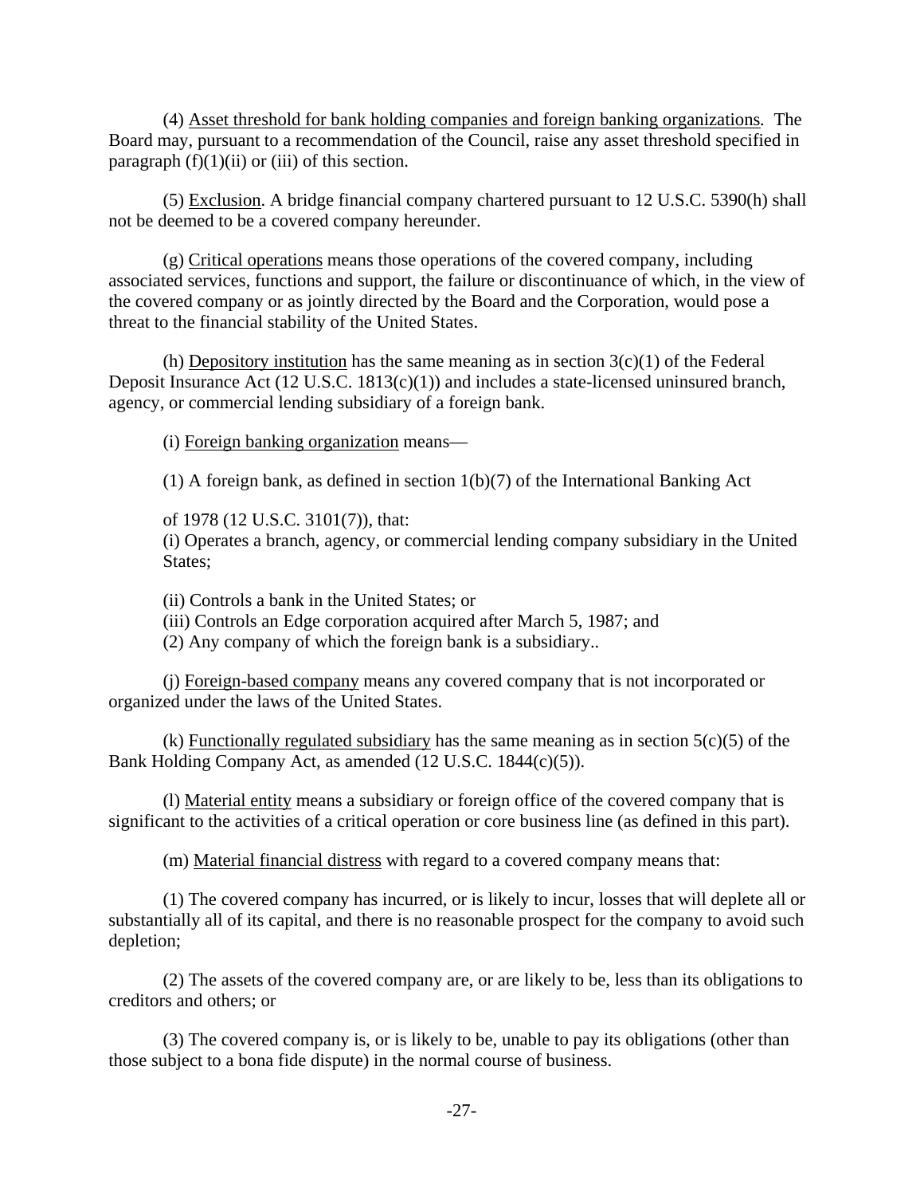(4) Asset threshold for bank holding companies and foreign banking organizations. The Board may, pursuant to a recommendation of the Council, raise any asset threshold specified in paragraph (f)(1)(ii) or (iii) of this section.

(5) Exclusion. A bridge financial company chartered pursuant to 12 U.S.C. 5390(h) shall not be deemed to be a covered company hereunder.

(g) Critical operations means those operations of the covered company, including associated services, functions and support, the failure or discontinuance of which, in the view of the covered company or as jointly directed by the Board and the Corporation, would pose a threat to the financial stability of the United States.

(h) Depository institution has the same meaning as in section 3(c)(1) of the Federal Deposit Insurance Act (12 U.S.C. 1813(c)(1)) and includes a state-licensed uninsured branch, agency, or commercial lending subsidiary of a foreign bank.

(i) Foreign banking organization means—

(1) A foreign bank, as defined in section 1(b)(7) of the International Banking Act

of 1978 (12 U.S.C. 3101(7)), that:

(i) Operates a branch, agency, or commercial lending company subsidiary in the United States;

(ii) Controls a bank in the United States; or

(iii) Controls an Edge corporation acquired after March 5, 1987; and

(2) Any company of which the foreign bank is a subsidiary..

(j) Foreign-based company means any covered company that is not incorporated or organized under the laws of the United States.

(k) Functionally regulated subsidiary has the same meaning as in section 5(c)(5) of the Bank Holding Company Act, as amended (12 U.S.C. 1844(c)(5)).

(l) Material entity means a subsidiary or foreign office of the covered company that is significant to the activities of a critical operation or core business line (as defined in this part).

(m) Material financial distress with regard to a covered company means that:

(1) The covered company has incurred, or is likely to incur, losses that will deplete all or substantially all of its capital, and there is no reasonable prospect for the company to avoid such depletion;

(2) The assets of the covered company are, or are likely to be, less than its obligations to creditors and others; or

(3) The covered company is, or is likely to be, unable to pay its obligations (other than those subject to a bona fide dispute) in the normal course of business.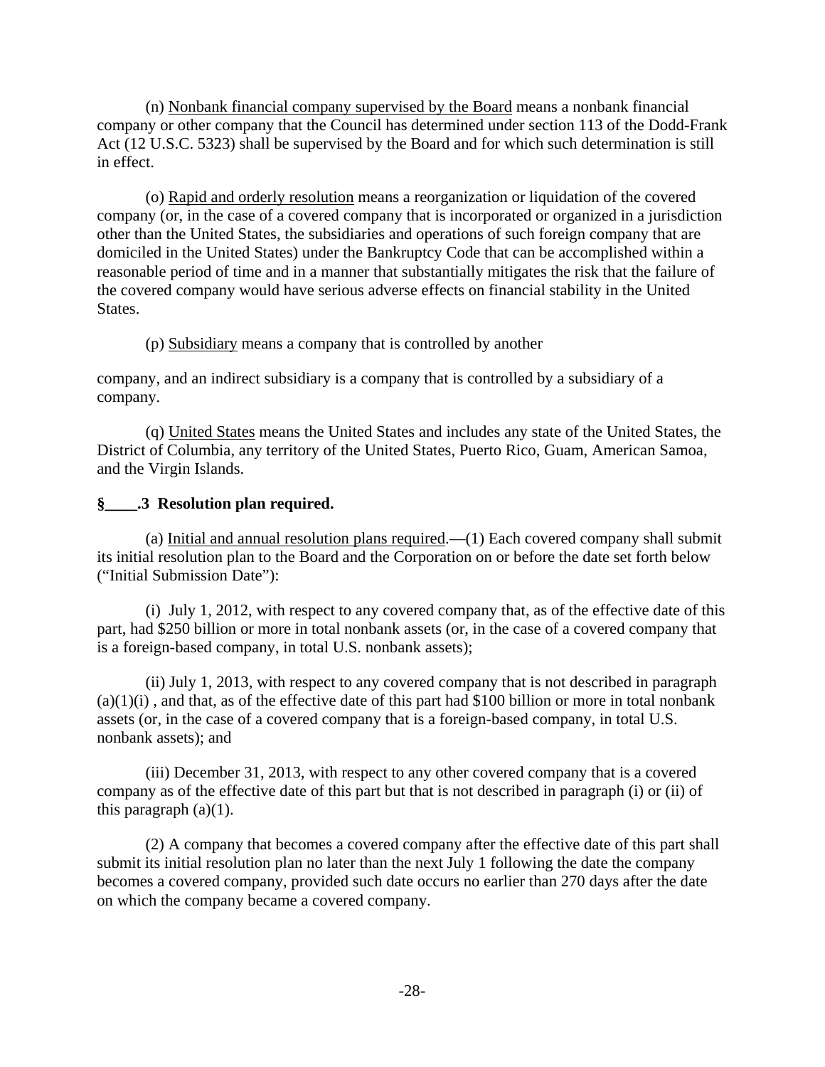(n) Nonbank financial company supervised by the Board means a nonbank financial company or other company that the Council has determined under section 113 of the Dodd-Frank Act (12 U.S.C. 5323) shall be supervised by the Board and for which such determination is still in effect.

(o) Rapid and orderly resolution means a reorganization or liquidation of the covered company (or, in the case of a covered company that is incorporated or organized in a jurisdiction other than the United States, the subsidiaries and operations of such foreign company that are domiciled in the United States) under the Bankruptcy Code that can be accomplished within a reasonable period of time and in a manner that substantially mitigates the risk that the failure of the covered company would have serious adverse effects on financial stability in the United States.

(p) Subsidiary means a company that is controlled by another

company, and an indirect subsidiary is a company that is controlled by a subsidiary of a company.

(q) United States means the United States and includes any state of the United States, the District of Columbia, any territory of the United States, Puerto Rico, Guam, American Samoa, and the Virgin Islands.

**§____.3 Resolution plan required.**

(a) Initial and annual resolution plans required.—(1) Each covered company shall submit its initial resolution plan to the Board and the Corporation on or before the date set forth below ("Initial Submission Date"):

(i) July 1, 2012, with respect to any covered company that, as of the effective date of this part, had $250 billion or more in total nonbank assets (or, in the case of a covered company that is a foreign-based company, in total U.S. nonbank assets);

(ii) July 1, 2013, with respect to any covered company that is not described in paragraph (a)(1)(i) , and that, as of the effective date of this part had $100 billion or more in total nonbank assets (or, in the case of a covered company that is a foreign-based company, in total U.S. nonbank assets); and

(iii) December 31, 2013, with respect to any other covered company that is a covered company as of the effective date of this part but that is not described in paragraph (i) or (ii) of this paragraph (a)(1).

(2) A company that becomes a covered company after the effective date of this part shall submit its initial resolution plan no later than the next July 1 following the date the company becomes a covered company, provided such date occurs no earlier than 270 days after the date on which the company became a covered company.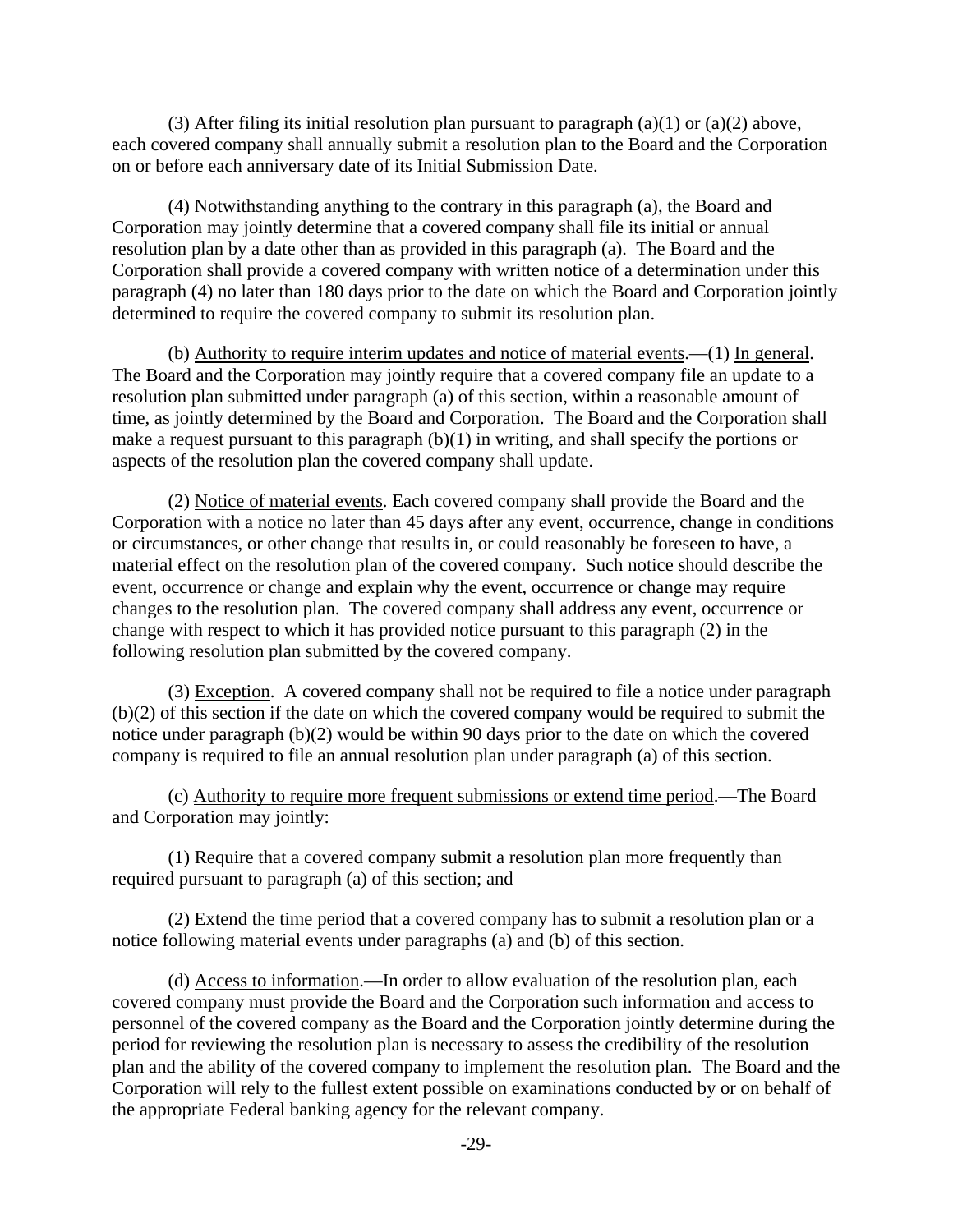(3) After filing its initial resolution plan pursuant to paragraph (a)(1) or (a)(2) above, each covered company shall annually submit a resolution plan to the Board and the Corporation on or before each anniversary date of its Initial Submission Date.

(4) Notwithstanding anything to the contrary in this paragraph (a), the Board and Corporation may jointly determine that a covered company shall file its initial or annual resolution plan by a date other than as provided in this paragraph (a). The Board and the Corporation shall provide a covered company with written notice of a determination under this paragraph (4) no later than 180 days prior to the date on which the Board and Corporation jointly determined to require the covered company to submit its resolution plan.

(b) Authority to require interim updates and notice of material events.—(1) In general. The Board and the Corporation may jointly require that a covered company file an update to a resolution plan submitted under paragraph (a) of this section, within a reasonable amount of time, as jointly determined by the Board and Corporation. The Board and the Corporation shall make a request pursuant to this paragraph (b)(1) in writing, and shall specify the portions or aspects of the resolution plan the covered company shall update.

(2) Notice of material events. Each covered company shall provide the Board and the Corporation with a notice no later than 45 days after any event, occurrence, change in conditions or circumstances, or other change that results in, or could reasonably be foreseen to have, a material effect on the resolution plan of the covered company. Such notice should describe the event, occurrence or change and explain why the event, occurrence or change may require changes to the resolution plan. The covered company shall address any event, occurrence or change with respect to which it has provided notice pursuant to this paragraph (2) in the following resolution plan submitted by the covered company.

(3) Exception. A covered company shall not be required to file a notice under paragraph (b)(2) of this section if the date on which the covered company would be required to submit the notice under paragraph (b)(2) would be within 90 days prior to the date on which the covered company is required to file an annual resolution plan under paragraph (a) of this section.

(c) Authority to require more frequent submissions or extend time period.—The Board and Corporation may jointly:

(1) Require that a covered company submit a resolution plan more frequently than required pursuant to paragraph (a) of this section; and

(2) Extend the time period that a covered company has to submit a resolution plan or a notice following material events under paragraphs (a) and (b) of this section.

(d) Access to information.—In order to allow evaluation of the resolution plan, each covered company must provide the Board and the Corporation such information and access to personnel of the covered company as the Board and the Corporation jointly determine during the period for reviewing the resolution plan is necessary to assess the credibility of the resolution plan and the ability of the covered company to implement the resolution plan. The Board and the Corporation will rely to the fullest extent possible on examinations conducted by or on behalf of the appropriate Federal banking agency for the relevant company.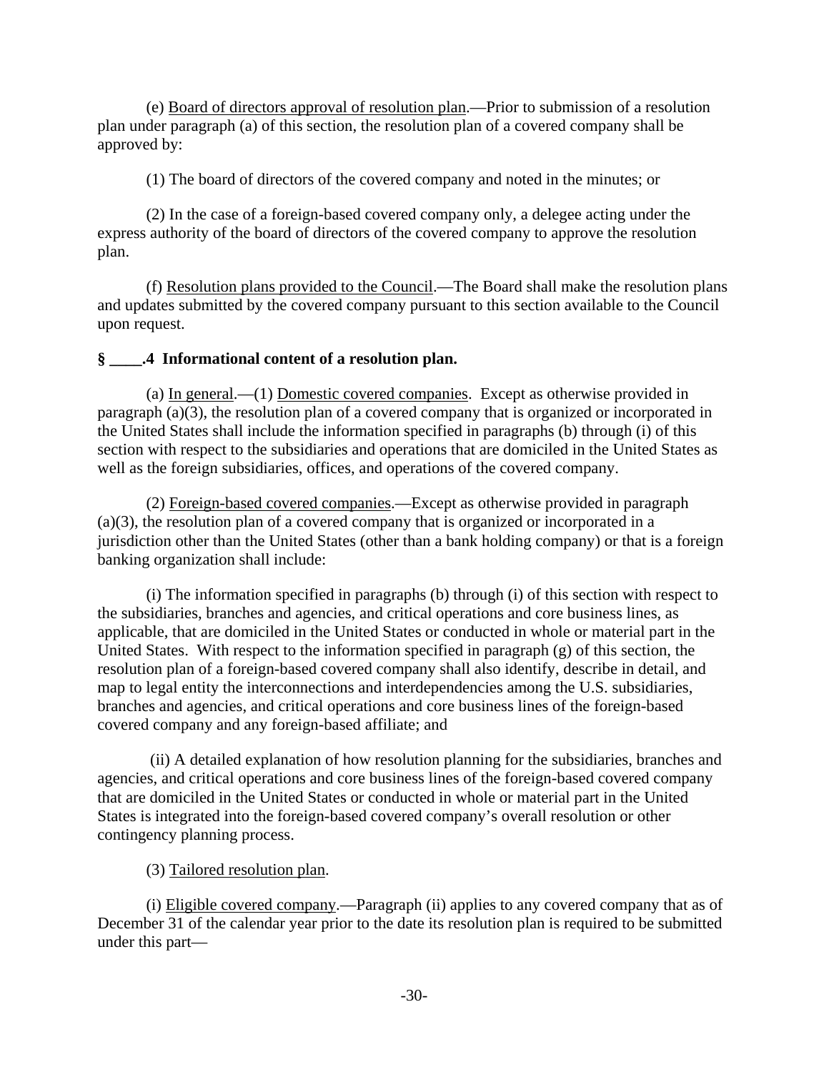(e) Board of directors approval of resolution plan.—Prior to submission of a resolution plan under paragraph (a) of this section, the resolution plan of a covered company shall be approved by:

(1) The board of directors of the covered company and noted in the minutes; or

(2) In the case of a foreign-based covered company only, a delegee acting under the express authority of the board of directors of the covered company to approve the resolution plan.

(f) Resolution plans provided to the Council.—The Board shall make the resolution plans and updates submitted by the covered company pursuant to this section available to the Council upon request.

**§ ____.4 Informational content of a resolution plan.**

(a) In general.—(1) Domestic covered companies. Except as otherwise provided in paragraph (a)(3), the resolution plan of a covered company that is organized or incorporated in the United States shall include the information specified in paragraphs (b) through (i) of this section with respect to the subsidiaries and operations that are domiciled in the United States as well as the foreign subsidiaries, offices, and operations of the covered company.

(2) Foreign-based covered companies.—Except as otherwise provided in paragraph (a)(3), the resolution plan of a covered company that is organized or incorporated in a jurisdiction other than the United States (other than a bank holding company) or that is a foreign banking organization shall include:

(i) The information specified in paragraphs (b) through (i) of this section with respect to the subsidiaries, branches and agencies, and critical operations and core business lines, as applicable, that are domiciled in the United States or conducted in whole or material part in the United States. With respect to the information specified in paragraph (g) of this section, the resolution plan of a foreign-based covered company shall also identify, describe in detail, and map to legal entity the interconnections and interdependencies among the U.S. subsidiaries, branches and agencies, and critical operations and core business lines of the foreign-based covered company and any foreign-based affiliate; and

(ii) A detailed explanation of how resolution planning for the subsidiaries, branches and agencies, and critical operations and core business lines of the foreign-based covered company that are domiciled in the United States or conducted in whole or material part in the United States is integrated into the foreign-based covered company's overall resolution or other contingency planning process.

(3) Tailored resolution plan.

(i) Eligible covered company.—Paragraph (ii) applies to any covered company that as of December 31 of the calendar year prior to the date its resolution plan is required to be submitted under this part—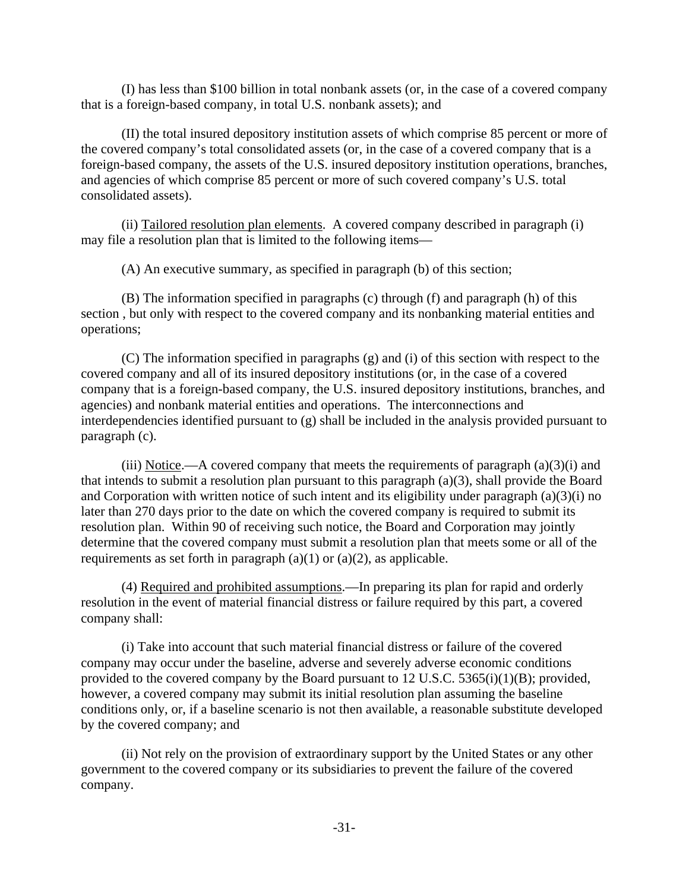(I) has less than $100 billion in total nonbank assets (or, in the case of a covered company that is a foreign-based company, in total U.S. nonbank assets); and

(II) the total insured depository institution assets of which comprise 85 percent or more of the covered company's total consolidated assets (or, in the case of a covered company that is a foreign-based company, the assets of the U.S. insured depository institution operations, branches, and agencies of which comprise 85 percent or more of such covered company's U.S. total consolidated assets).

(ii) Tailored resolution plan elements. A covered company described in paragraph (i) may file a resolution plan that is limited to the following items—

(A) An executive summary, as specified in paragraph (b) of this section;

(B) The information specified in paragraphs (c) through (f) and paragraph (h) of this section , but only with respect to the covered company and its nonbanking material entities and operations;

(C) The information specified in paragraphs (g) and (i) of this section with respect to the covered company and all of its insured depository institutions (or, in the case of a covered company that is a foreign-based company, the U.S. insured depository institutions, branches, and agencies) and nonbank material entities and operations. The interconnections and interdependencies identified pursuant to (g) shall be included in the analysis provided pursuant to paragraph (c).

(iii) Notice.—A covered company that meets the requirements of paragraph (a)(3)(i) and that intends to submit a resolution plan pursuant to this paragraph (a)(3), shall provide the Board and Corporation with written notice of such intent and its eligibility under paragraph (a)(3)(i) no later than 270 days prior to the date on which the covered company is required to submit its resolution plan. Within 90 of receiving such notice, the Board and Corporation may jointly determine that the covered company must submit a resolution plan that meets some or all of the requirements as set forth in paragraph (a)(1) or (a)(2), as applicable.

(4) Required and prohibited assumptions.—In preparing its plan for rapid and orderly resolution in the event of material financial distress or failure required by this part, a covered company shall:

(i) Take into account that such material financial distress or failure of the covered company may occur under the baseline, adverse and severely adverse economic conditions provided to the covered company by the Board pursuant to 12 U.S.C. 5365(i)(1)(B); provided, however, a covered company may submit its initial resolution plan assuming the baseline conditions only, or, if a baseline scenario is not then available, a reasonable substitute developed by the covered company; and

(ii) Not rely on the provision of extraordinary support by the United States or any other government to the covered company or its subsidiaries to prevent the failure of the covered company.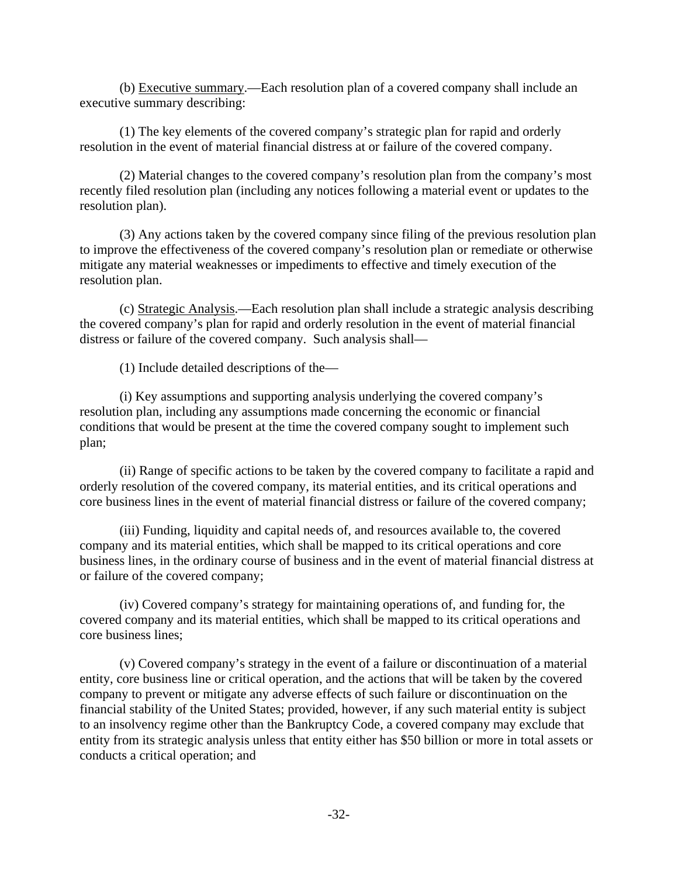(b) Executive summary.—Each resolution plan of a covered company shall include an executive summary describing:

(1) The key elements of the covered company's strategic plan for rapid and orderly resolution in the event of material financial distress at or failure of the covered company.

(2) Material changes to the covered company's resolution plan from the company's most recently filed resolution plan (including any notices following a material event or updates to the resolution plan).

(3) Any actions taken by the covered company since filing of the previous resolution plan to improve the effectiveness of the covered company's resolution plan or remediate or otherwise mitigate any material weaknesses or impediments to effective and timely execution of the resolution plan.

(c) Strategic Analysis.—Each resolution plan shall include a strategic analysis describing the covered company's plan for rapid and orderly resolution in the event of material financial distress or failure of the covered company. Such analysis shall—

(1) Include detailed descriptions of the—

(i) Key assumptions and supporting analysis underlying the covered company's resolution plan, including any assumptions made concerning the economic or financial conditions that would be present at the time the covered company sought to implement such plan;

(ii) Range of specific actions to be taken by the covered company to facilitate a rapid and orderly resolution of the covered company, its material entities, and its critical operations and core business lines in the event of material financial distress or failure of the covered company;

(iii) Funding, liquidity and capital needs of, and resources available to, the covered company and its material entities, which shall be mapped to its critical operations and core business lines, in the ordinary course of business and in the event of material financial distress at or failure of the covered company;

(iv) Covered company's strategy for maintaining operations of, and funding for, the covered company and its material entities, which shall be mapped to its critical operations and core business lines;

(v) Covered company's strategy in the event of a failure or discontinuation of a material entity, core business line or critical operation, and the actions that will be taken by the covered company to prevent or mitigate any adverse effects of such failure or discontinuation on the financial stability of the United States; provided, however, if any such material entity is subject to an insolvency regime other than the Bankruptcy Code, a covered company may exclude that entity from its strategic analysis unless that entity either has $50 billion or more in total assets or conducts a critical operation; and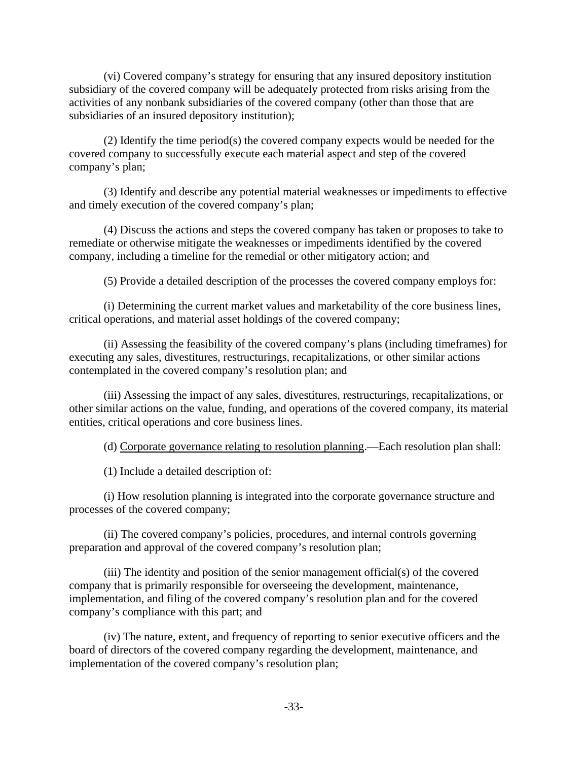(vi) Covered company's strategy for ensuring that any insured depository institution subsidiary of the covered company will be adequately protected from risks arising from the activities of any nonbank subsidiaries of the covered company (other than those that are subsidiaries of an insured depository institution);

(2) Identify the time period(s) the covered company expects would be needed for the covered company to successfully execute each material aspect and step of the covered company's plan;

(3) Identify and describe any potential material weaknesses or impediments to effective and timely execution of the covered company's plan;

(4) Discuss the actions and steps the covered company has taken or proposes to take to remediate or otherwise mitigate the weaknesses or impediments identified by the covered company, including a timeline for the remedial or other mitigatory action; and

(5) Provide a detailed description of the processes the covered company employs for:

(i) Determining the current market values and marketability of the core business lines, critical operations, and material asset holdings of the covered company;

(ii) Assessing the feasibility of the covered company's plans (including timeframes) for executing any sales, divestitures, restructurings, recapitalizations, or other similar actions contemplated in the covered company's resolution plan; and

(iii) Assessing the impact of any sales, divestitures, restructurings, recapitalizations, or other similar actions on the value, funding, and operations of the covered company, its material entities, critical operations and core business lines.

(d) Corporate governance relating to resolution planning.—Each resolution plan shall:

(1) Include a detailed description of:

(i) How resolution planning is integrated into the corporate governance structure and processes of the covered company;

(ii) The covered company's policies, procedures, and internal controls governing preparation and approval of the covered company's resolution plan;

(iii) The identity and position of the senior management official(s) of the covered company that is primarily responsible for overseeing the development, maintenance, implementation, and filing of the covered company's resolution plan and for the covered company's compliance with this part; and

(iv) The nature, extent, and frequency of reporting to senior executive officers and the board of directors of the covered company regarding the development, maintenance, and implementation of the covered company's resolution plan;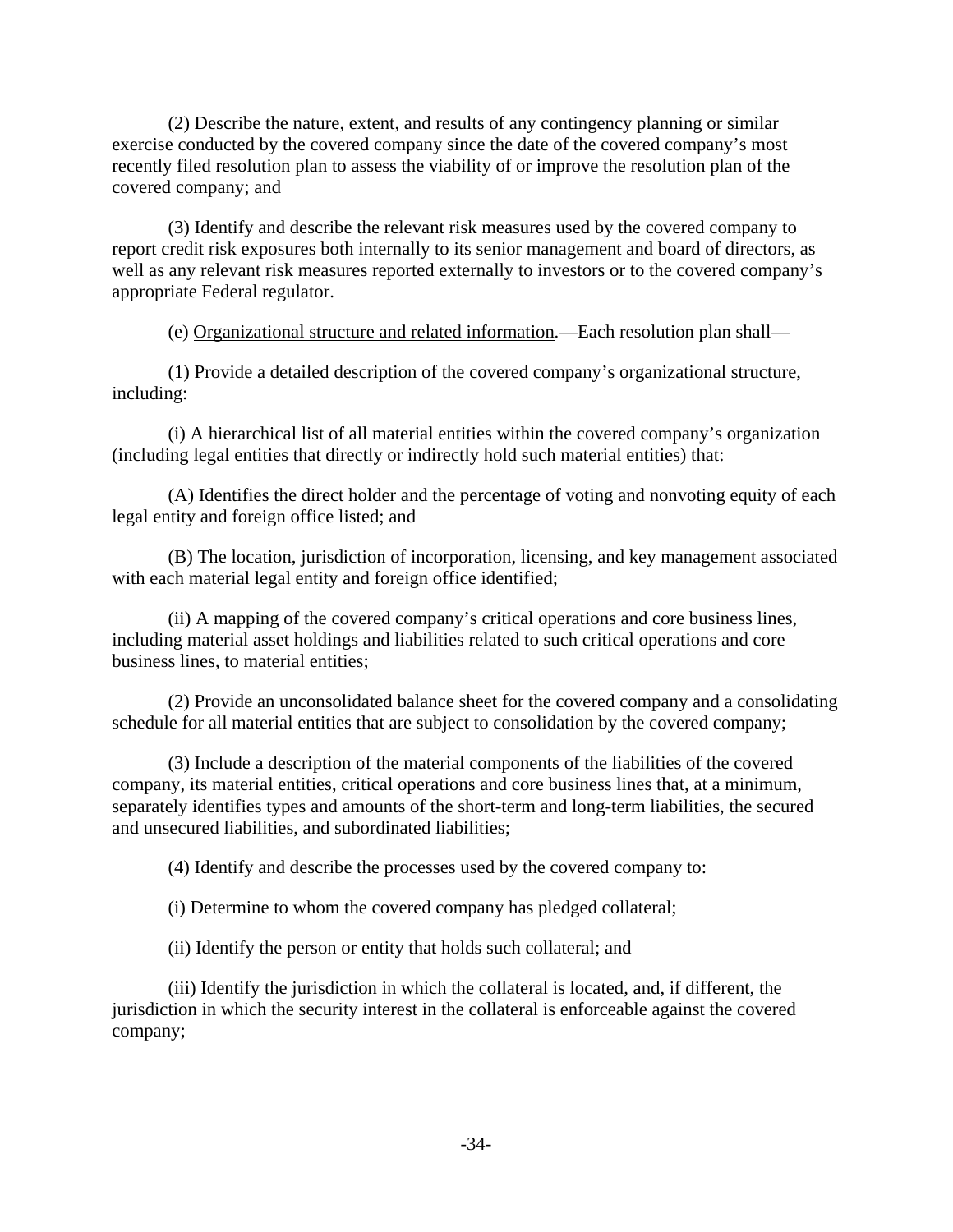(2) Describe the nature, extent, and results of any contingency planning or similar exercise conducted by the covered company since the date of the covered company's most recently filed resolution plan to assess the viability of or improve the resolution plan of the covered company; and

(3) Identify and describe the relevant risk measures used by the covered company to report credit risk exposures both internally to its senior management and board of directors, as well as any relevant risk measures reported externally to investors or to the covered company's appropriate Federal regulator.

(e) Organizational structure and related information.—Each resolution plan shall—

(1) Provide a detailed description of the covered company's organizational structure, including:

(i) A hierarchical list of all material entities within the covered company's organization (including legal entities that directly or indirectly hold such material entities) that:

(A) Identifies the direct holder and the percentage of voting and nonvoting equity of each legal entity and foreign office listed; and

(B) The location, jurisdiction of incorporation, licensing, and key management associated with each material legal entity and foreign office identified;

(ii) A mapping of the covered company's critical operations and core business lines, including material asset holdings and liabilities related to such critical operations and core business lines, to material entities;

(2) Provide an unconsolidated balance sheet for the covered company and a consolidating schedule for all material entities that are subject to consolidation by the covered company;

(3) Include a description of the material components of the liabilities of the covered company, its material entities, critical operations and core business lines that, at a minimum, separately identifies types and amounts of the short-term and long-term liabilities, the secured and unsecured liabilities, and subordinated liabilities;

(4) Identify and describe the processes used by the covered company to:

(i) Determine to whom the covered company has pledged collateral;

(ii) Identify the person or entity that holds such collateral; and

(iii) Identify the jurisdiction in which the collateral is located, and, if different, the jurisdiction in which the security interest in the collateral is enforceable against the covered company;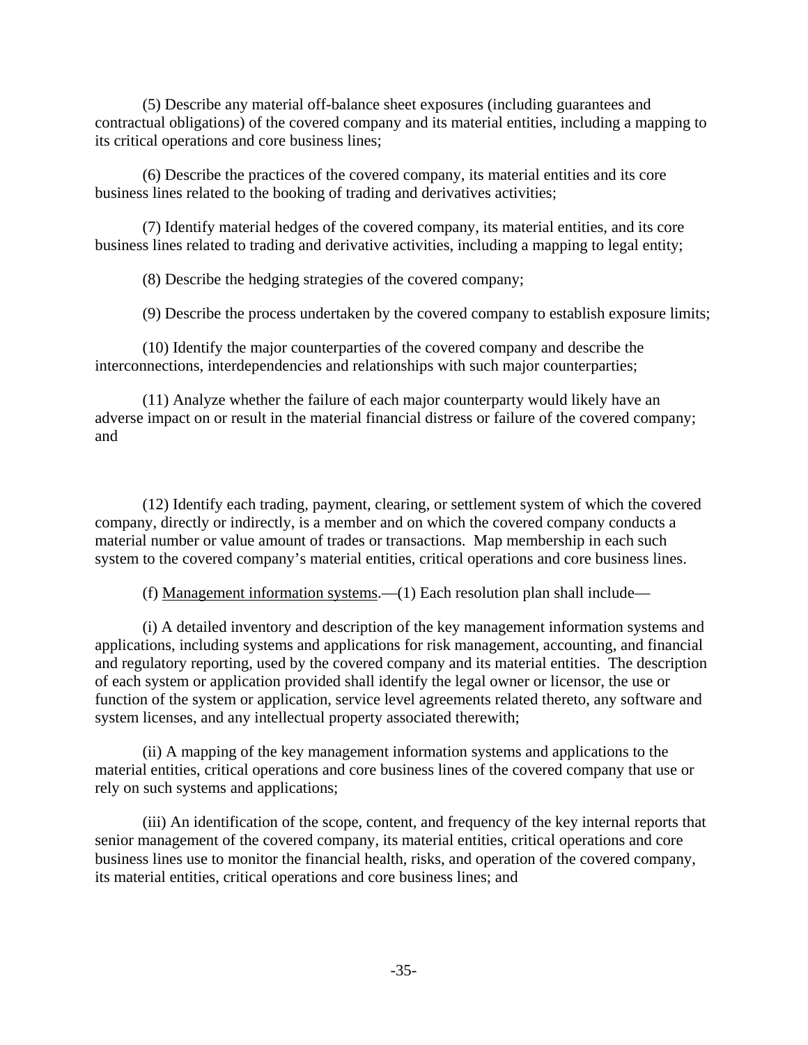(5) Describe any material off-balance sheet exposures (including guarantees and contractual obligations) of the covered company and its material entities, including a mapping to its critical operations and core business lines;

(6) Describe the practices of the covered company, its material entities and its core business lines related to the booking of trading and derivatives activities;

(7) Identify material hedges of the covered company, its material entities, and its core business lines related to trading and derivative activities, including a mapping to legal entity;

(8) Describe the hedging strategies of the covered company;

(9) Describe the process undertaken by the covered company to establish exposure limits;

(10) Identify the major counterparties of the covered company and describe the interconnections, interdependencies and relationships with such major counterparties;

(11) Analyze whether the failure of each major counterparty would likely have an adverse impact on or result in the material financial distress or failure of the covered company; and

(12) Identify each trading, payment, clearing, or settlement system of which the covered company, directly or indirectly, is a member and on which the covered company conducts a material number or value amount of trades or transactions. Map membership in each such system to the covered company's material entities, critical operations and core business lines.

(f) Management information systems.—(1) Each resolution plan shall include—

(i) A detailed inventory and description of the key management information systems and applications, including systems and applications for risk management, accounting, and financial and regulatory reporting, used by the covered company and its material entities. The description of each system or application provided shall identify the legal owner or licensor, the use or function of the system or application, service level agreements related thereto, any software and system licenses, and any intellectual property associated therewith;

(ii) A mapping of the key management information systems and applications to the material entities, critical operations and core business lines of the covered company that use or rely on such systems and applications;

(iii) An identification of the scope, content, and frequency of the key internal reports that senior management of the covered company, its material entities, critical operations and core business lines use to monitor the financial health, risks, and operation of the covered company, its material entities, critical operations and core business lines; and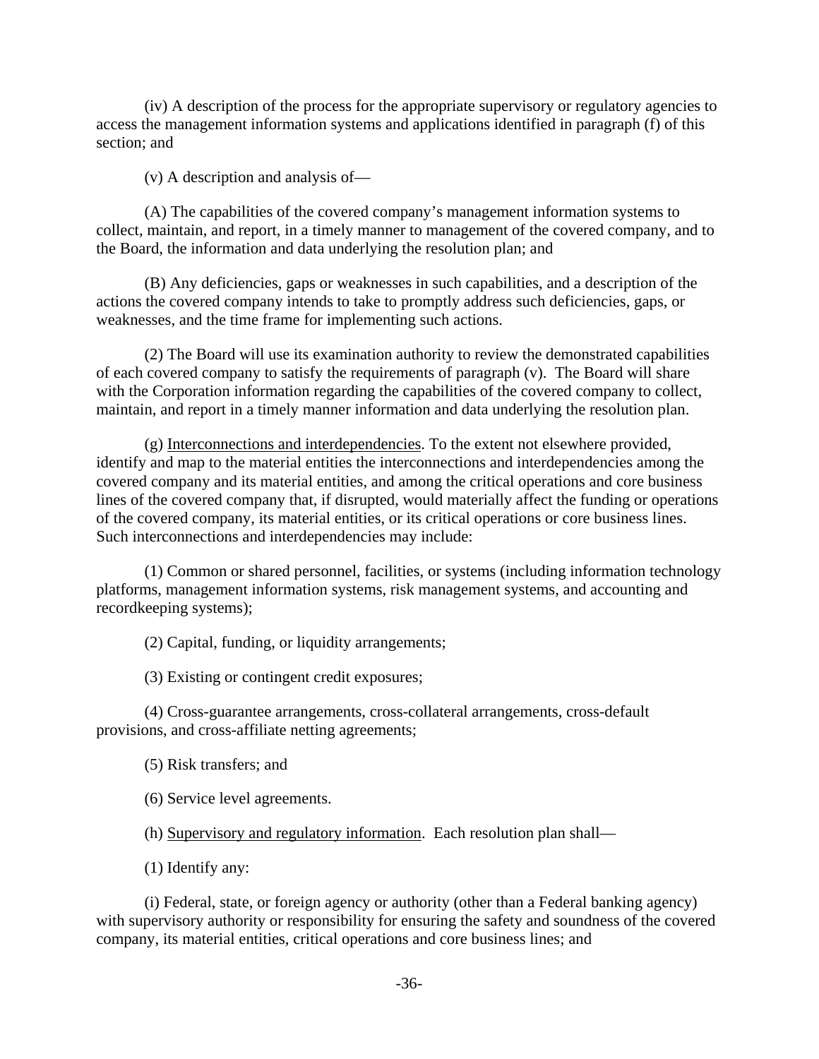(iv) A description of the process for the appropriate supervisory or regulatory agencies to access the management information systems and applications identified in paragraph (f) of this section; and

(v) A description and analysis of—

(A) The capabilities of the covered company's management information systems to collect, maintain, and report, in a timely manner to management of the covered company, and to the Board, the information and data underlying the resolution plan; and

(B) Any deficiencies, gaps or weaknesses in such capabilities, and a description of the actions the covered company intends to take to promptly address such deficiencies, gaps, or weaknesses, and the time frame for implementing such actions.

(2) The Board will use its examination authority to review the demonstrated capabilities of each covered company to satisfy the requirements of paragraph (v). The Board will share with the Corporation information regarding the capabilities of the covered company to collect, maintain, and report in a timely manner information and data underlying the resolution plan.

(g) Interconnections and interdependencies. To the extent not elsewhere provided, identify and map to the material entities the interconnections and interdependencies among the covered company and its material entities, and among the critical operations and core business lines of the covered company that, if disrupted, would materially affect the funding or operations of the covered company, its material entities, or its critical operations or core business lines. Such interconnections and interdependencies may include:

(1) Common or shared personnel, facilities, or systems (including information technology platforms, management information systems, risk management systems, and accounting and recordkeeping systems);

(2) Capital, funding, or liquidity arrangements;

(3) Existing or contingent credit exposures;

(4) Cross-guarantee arrangements, cross-collateral arrangements, cross-default provisions, and cross-affiliate netting agreements;

(5) Risk transfers; and

(6) Service level agreements.

(h) Supervisory and regulatory information. Each resolution plan shall—

(1) Identify any:

(i) Federal, state, or foreign agency or authority (other than a Federal banking agency) with supervisory authority or responsibility for ensuring the safety and soundness of the covered company, its material entities, critical operations and core business lines; and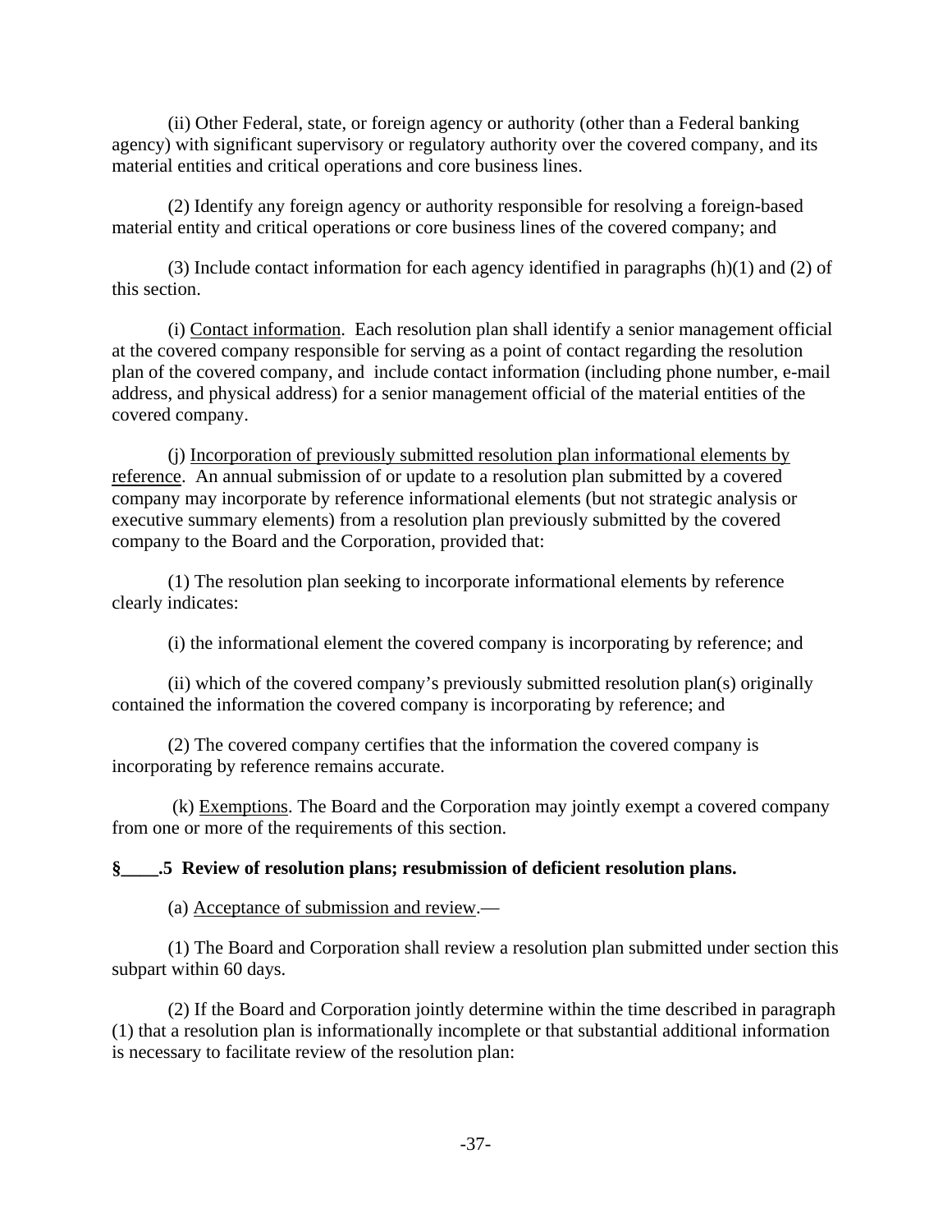(ii) Other Federal, state, or foreign agency or authority (other than a Federal banking agency) with significant supervisory or regulatory authority over the covered company, and its material entities and critical operations and core business lines.

(2) Identify any foreign agency or authority responsible for resolving a foreign-based material entity and critical operations or core business lines of the covered company; and

(3) Include contact information for each agency identified in paragraphs (h)(1) and (2) of this section.

(i) Contact information. Each resolution plan shall identify a senior management official at the covered company responsible for serving as a point of contact regarding the resolution plan of the covered company, and include contact information (including phone number, e-mail address, and physical address) for a senior management official of the material entities of the covered company.

(j) Incorporation of previously submitted resolution plan informational elements by reference. An annual submission of or update to a resolution plan submitted by a covered company may incorporate by reference informational elements (but not strategic analysis or executive summary elements) from a resolution plan previously submitted by the covered company to the Board and the Corporation, provided that:

(1) The resolution plan seeking to incorporate informational elements by reference clearly indicates:

(i) the informational element the covered company is incorporating by reference; and

(ii) which of the covered company's previously submitted resolution plan(s) originally contained the information the covered company is incorporating by reference; and

(2) The covered company certifies that the information the covered company is incorporating by reference remains accurate.

(k) Exemptions. The Board and the Corporation may jointly exempt a covered company from one or more of the requirements of this section.

**§____.5 Review of resolution plans; resubmission of deficient resolution plans.**

(a) Acceptance of submission and review.—

(1) The Board and Corporation shall review a resolution plan submitted under section this subpart within 60 days.

(2) If the Board and Corporation jointly determine within the time described in paragraph (1) that a resolution plan is informationally incomplete or that substantial additional information is necessary to facilitate review of the resolution plan: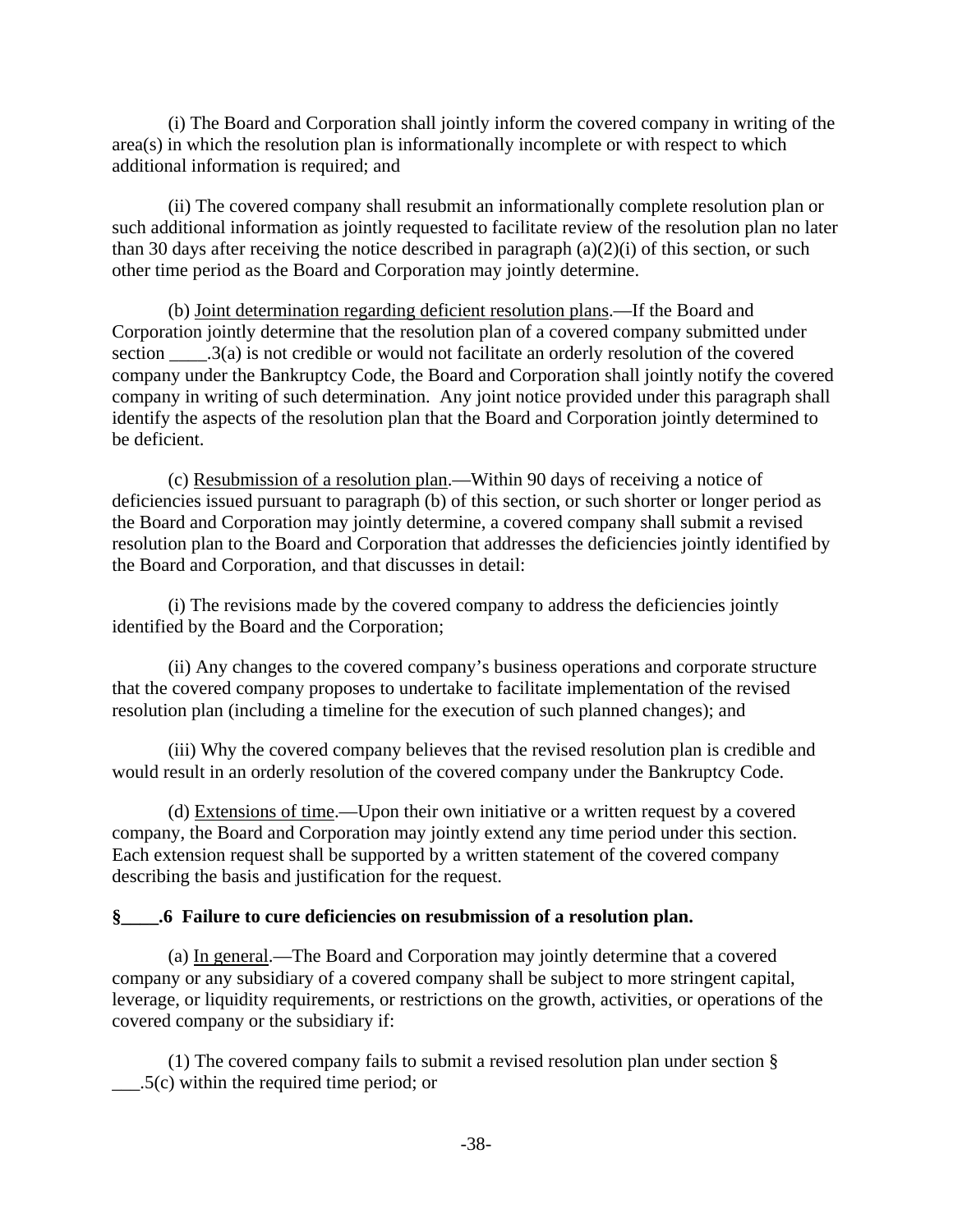(i) The Board and Corporation shall jointly inform the covered company in writing of the area(s) in which the resolution plan is informationally incomplete or with respect to which additional information is required; and

(ii) The covered company shall resubmit an informationally complete resolution plan or such additional information as jointly requested to facilitate review of the resolution plan no later than 30 days after receiving the notice described in paragraph (a)(2)(i) of this section, or such other time period as the Board and Corporation may jointly determine.

(b) Joint determination regarding deficient resolution plans.—If the Board and Corporation jointly determine that the resolution plan of a covered company submitted under section ____.3(a) is not credible or would not facilitate an orderly resolution of the covered company under the Bankruptcy Code, the Board and Corporation shall jointly notify the covered company in writing of such determination. Any joint notice provided under this paragraph shall identify the aspects of the resolution plan that the Board and Corporation jointly determined to be deficient.

(c) Resubmission of a resolution plan.—Within 90 days of receiving a notice of deficiencies issued pursuant to paragraph (b) of this section, or such shorter or longer period as the Board and Corporation may jointly determine, a covered company shall submit a revised resolution plan to the Board and Corporation that addresses the deficiencies jointly identified by the Board and Corporation, and that discusses in detail:

(i) The revisions made by the covered company to address the deficiencies jointly identified by the Board and the Corporation;

(ii) Any changes to the covered company's business operations and corporate structure that the covered company proposes to undertake to facilitate implementation of the revised resolution plan (including a timeline for the execution of such planned changes); and

(iii) Why the covered company believes that the revised resolution plan is credible and would result in an orderly resolution of the covered company under the Bankruptcy Code.

(d) Extensions of time.—Upon their own initiative or a written request by a covered company, the Board and Corporation may jointly extend any time period under this section. Each extension request shall be supported by a written statement of the covered company describing the basis and justification for the request.

**§____.6 Failure to cure deficiencies on resubmission of a resolution plan.**

(a) In general.—The Board and Corporation may jointly determine that a covered company or any subsidiary of a covered company shall be subject to more stringent capital, leverage, or liquidity requirements, or restrictions on the growth, activities, or operations of the covered company or the subsidiary if:

(1) The covered company fails to submit a revised resolution plan under section § ___.5(c) within the required time period; or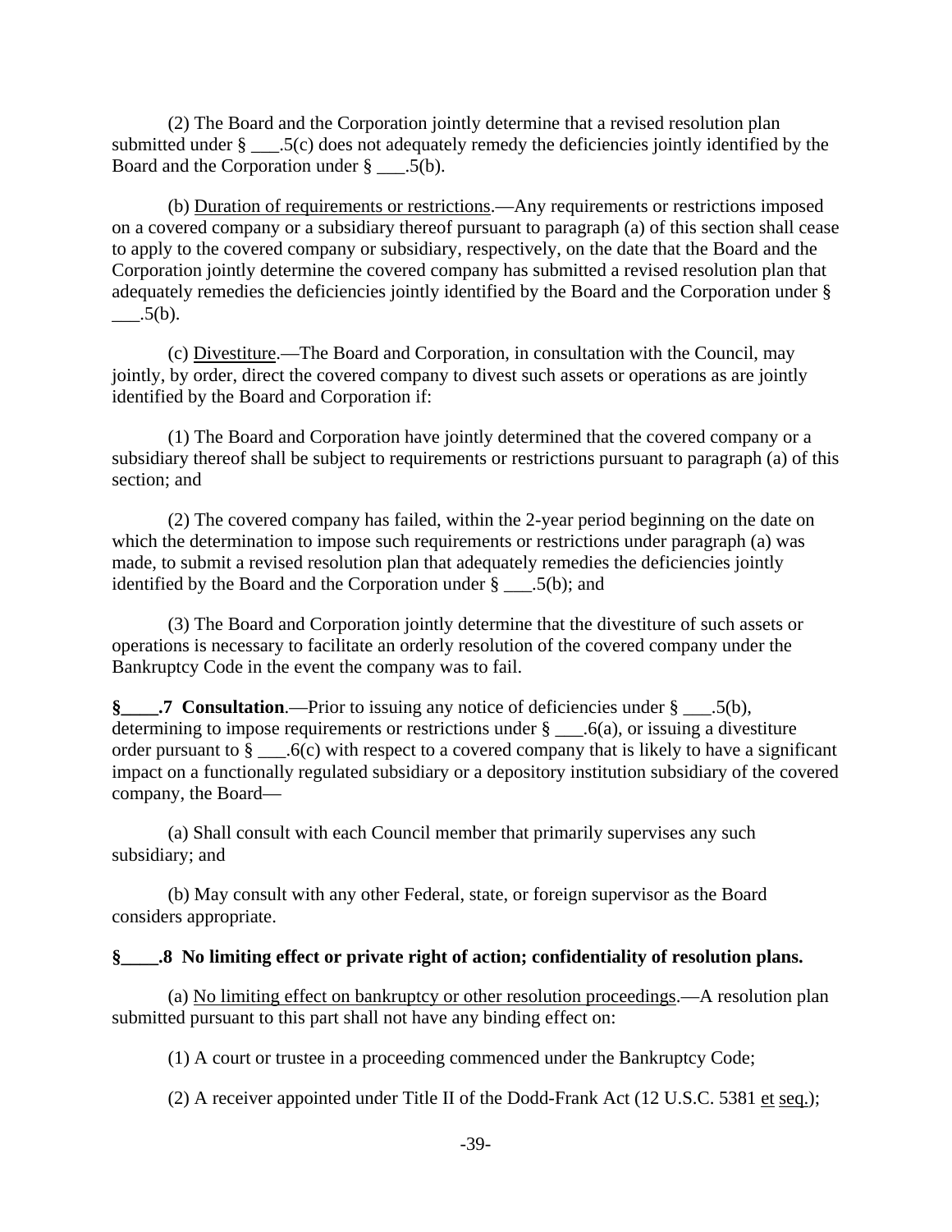(2) The Board and the Corporation jointly determine that a revised resolution plan submitted under § ___.5(c) does not adequately remedy the deficiencies jointly identified by the Board and the Corporation under § ___.5(b).

(b) Duration of requirements or restrictions.—Any requirements or restrictions imposed on a covered company or a subsidiary thereof pursuant to paragraph (a) of this section shall cease to apply to the covered company or subsidiary, respectively, on the date that the Board and the Corporation jointly determine the covered company has submitted a revised resolution plan that adequately remedies the deficiencies jointly identified by the Board and the Corporation under § ___.5(b).

(c) Divestiture.—The Board and Corporation, in consultation with the Council, may jointly, by order, direct the covered company to divest such assets or operations as are jointly identified by the Board and Corporation if:

(1) The Board and Corporation have jointly determined that the covered company or a subsidiary thereof shall be subject to requirements or restrictions pursuant to paragraph (a) of this section; and

(2) The covered company has failed, within the 2-year period beginning on the date on which the determination to impose such requirements or restrictions under paragraph (a) was made, to submit a revised resolution plan that adequately remedies the deficiencies jointly identified by the Board and the Corporation under § ___.5(b); and

(3) The Board and Corporation jointly determine that the divestiture of such assets or operations is necessary to facilitate an orderly resolution of the covered company under the Bankruptcy Code in the event the company was to fail.

**§____.7 Consultation**.—Prior to issuing any notice of deficiencies under § ___.5(b), determining to impose requirements or restrictions under § ___.6(a), or issuing a divestiture order pursuant to § ___.6(c) with respect to a covered company that is likely to have a significant impact on a functionally regulated subsidiary or a depository institution subsidiary of the covered company, the Board—

(a) Shall consult with each Council member that primarily supervises any such subsidiary; and

(b) May consult with any other Federal, state, or foreign supervisor as the Board considers appropriate.

**§____.8 No limiting effect or private right of action; confidentiality of resolution plans.**

(a) No limiting effect on bankruptcy or other resolution proceedings.—A resolution plan submitted pursuant to this part shall not have any binding effect on:

(1) A court or trustee in a proceeding commenced under the Bankruptcy Code;

(2) A receiver appointed under Title II of the Dodd-Frank Act (12 U.S.C. 5381 et seq.);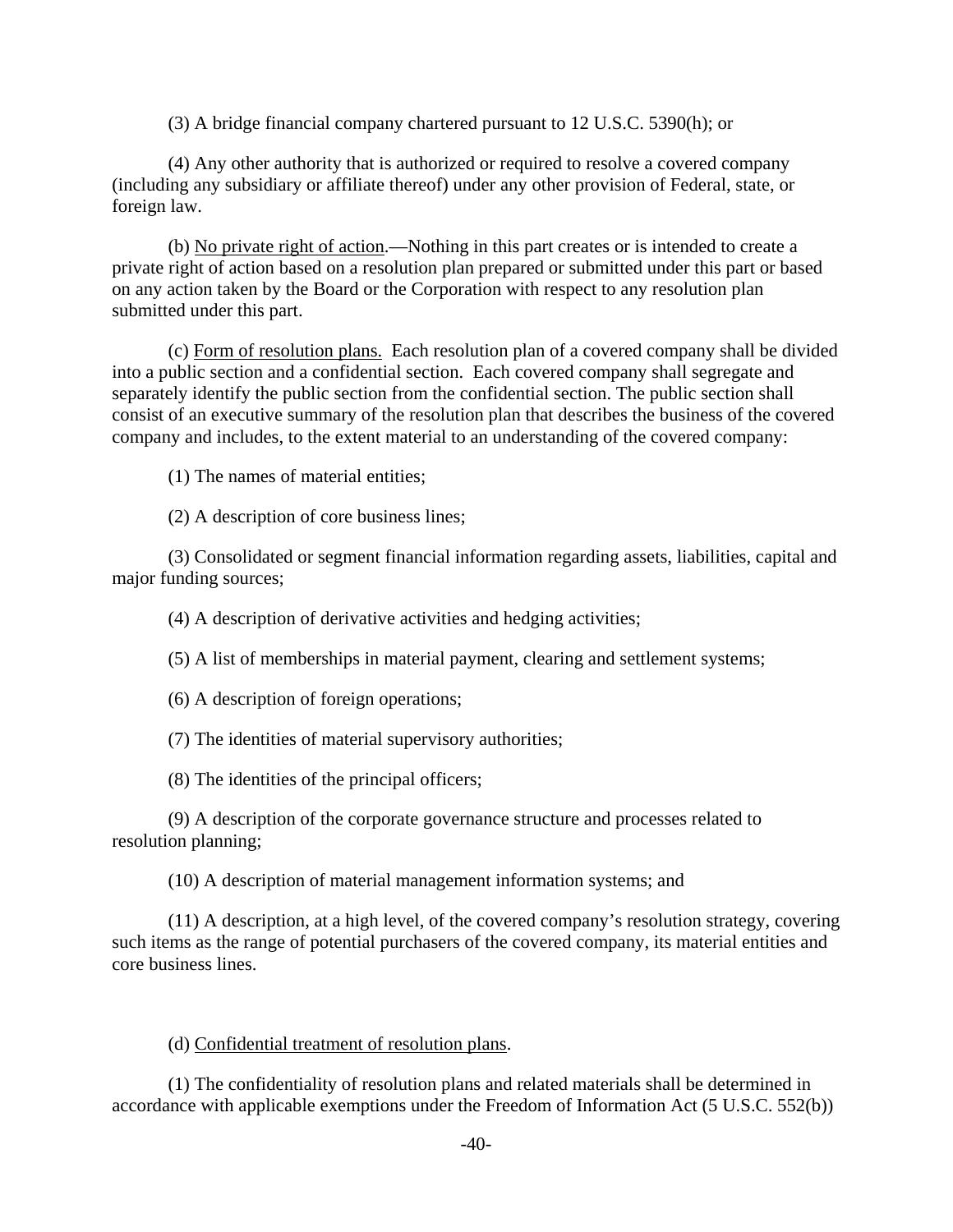(3) A bridge financial company chartered pursuant to 12 U.S.C. 5390(h); or

(4) Any other authority that is authorized or required to resolve a covered company (including any subsidiary or affiliate thereof) under any other provision of Federal, state, or foreign law.

(b) <u>No private right of action</u>.—Nothing in this part creates or is intended to create a private right of action based on a resolution plan prepared or submitted under this part or based on any action taken by the Board or the Corporation with respect to any resolution plan submitted under this part.

(c) <u>Form of resolution plans.</u> Each resolution plan of a covered company shall be divided into a public section and a confidential section. Each covered company shall segregate and separately identify the public section from the confidential section. The public section shall consist of an executive summary of the resolution plan that describes the business of the covered company and includes, to the extent material to an understanding of the covered company:

(1) The names of material entities;

(2) A description of core business lines;

(3) Consolidated or segment financial information regarding assets, liabilities, capital and major funding sources;

(4) A description of derivative activities and hedging activities;

(5) A list of memberships in material payment, clearing and settlement systems;

(6) A description of foreign operations;

(7) The identities of material supervisory authorities;

(8) The identities of the principal officers;

(9) A description of the corporate governance structure and processes related to resolution planning;

(10) A description of material management information systems; and

(11) A description, at a high level, of the covered company's resolution strategy, covering such items as the range of potential purchasers of the covered company, its material entities and core business lines.

(d) <u>Confidential treatment of resolution plans</u>.

(1) The confidentiality of resolution plans and related materials shall be determined in accordance with applicable exemptions under the Freedom of Information Act (5 U.S.C. 552(b))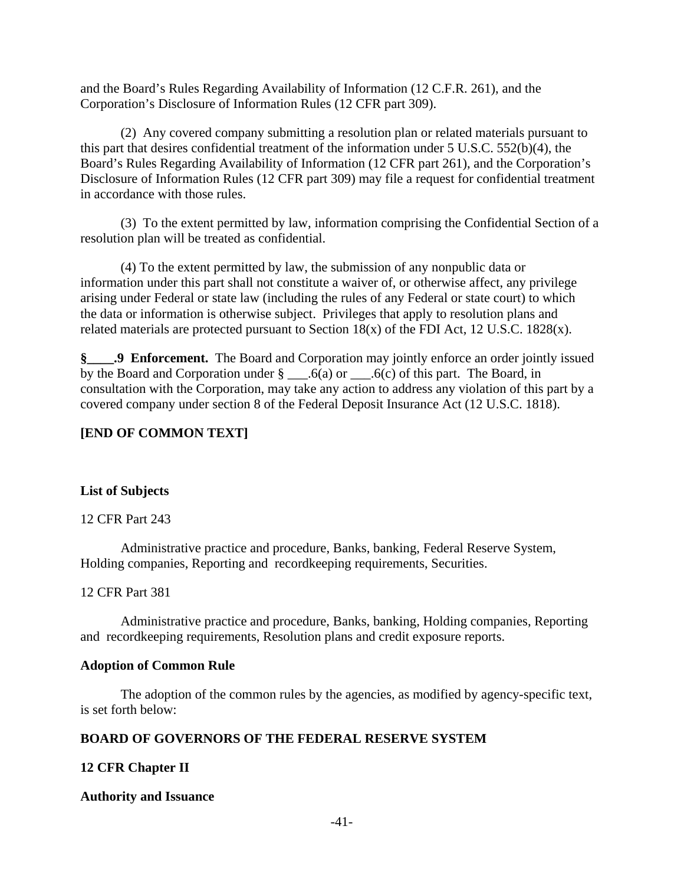and the Board's Rules Regarding Availability of Information (12 C.F.R. 261), and the Corporation's Disclosure of Information Rules (12 CFR part 309).

(2) Any covered company submitting a resolution plan or related materials pursuant to this part that desires confidential treatment of the information under 5 U.S.C. 552(b)(4), the Board's Rules Regarding Availability of Information (12 CFR part 261), and the Corporation's Disclosure of Information Rules (12 CFR part 309) may file a request for confidential treatment in accordance with those rules.

(3) To the extent permitted by law, information comprising the Confidential Section of a resolution plan will be treated as confidential.

(4) To the extent permitted by law, the submission of any nonpublic data or information under this part shall not constitute a waiver of, or otherwise affect, any privilege arising under Federal or state law (including the rules of any Federal or state court) to which the data or information is otherwise subject. Privileges that apply to resolution plans and related materials are protected pursuant to Section 18(x) of the FDI Act, 12 U.S.C. 1828(x).

**§____.9 Enforcement.** The Board and Corporation may jointly enforce an order jointly issued by the Board and Corporation under § ___.6(a) or ___.6(c) of this part. The Board, in consultation with the Corporation, may take any action to address any violation of this part by a covered company under section 8 of the Federal Deposit Insurance Act (12 U.S.C. 1818).

**[END OF COMMON TEXT]**

**List of Subjects**

12 CFR Part 243

Administrative practice and procedure, Banks, banking, Federal Reserve System, Holding companies, Reporting and recordkeeping requirements, Securities.

12 CFR Part 381

Administrative practice and procedure, Banks, banking, Holding companies, Reporting and recordkeeping requirements, Resolution plans and credit exposure reports.

**Adoption of Common Rule**

The adoption of the common rules by the agencies, as modified by agency-specific text, is set forth below:

**BOARD OF GOVERNORS OF THE FEDERAL RESERVE SYSTEM**

**12 CFR Chapter II**

**Authority and Issuance**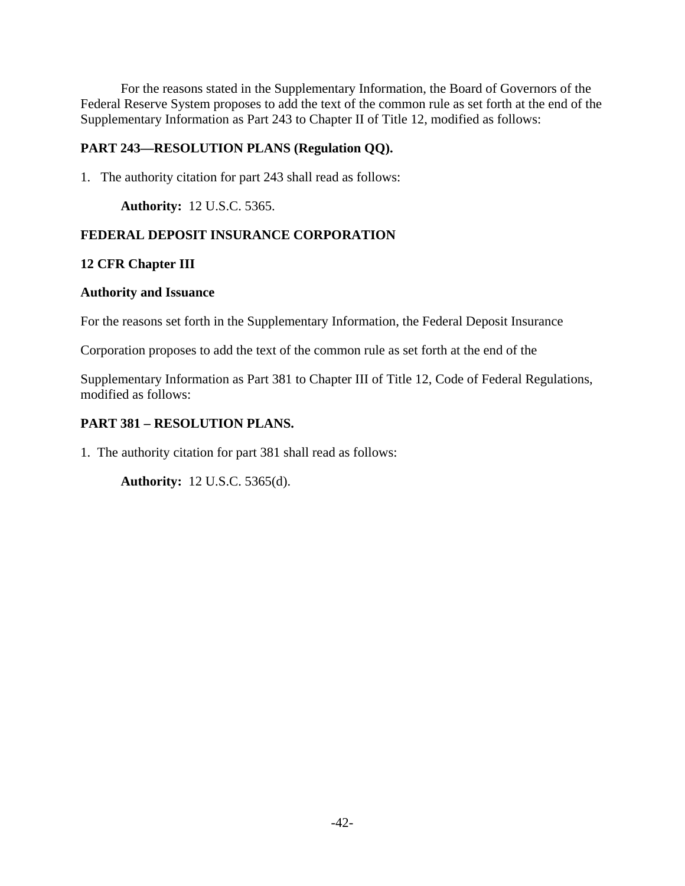For the reasons stated in the Supplementary Information, the Board of Governors of the Federal Reserve System proposes to add the text of the common rule as set forth at the end of the Supplementary Information as Part 243 to Chapter II of Title 12, modified as follows:

**PART 243—RESOLUTION PLANS (Regulation QQ).**

1. The authority citation for part 243 shall read as follows:

**Authority:** 12 U.S.C. 5365.

**FEDERAL DEPOSIT INSURANCE CORPORATION**

**12 CFR Chapter III**

**Authority and Issuance**

For the reasons set forth in the Supplementary Information, the Federal Deposit Insurance Corporation proposes to add the text of the common rule as set forth at the end of the Supplementary Information as Part 381 to Chapter III of Title 12, Code of Federal Regulations, modified as follows:

**PART 381 – RESOLUTION PLANS.**

1. The authority citation for part 381 shall read as follows:

**Authority:** 12 U.S.C. 5365(d).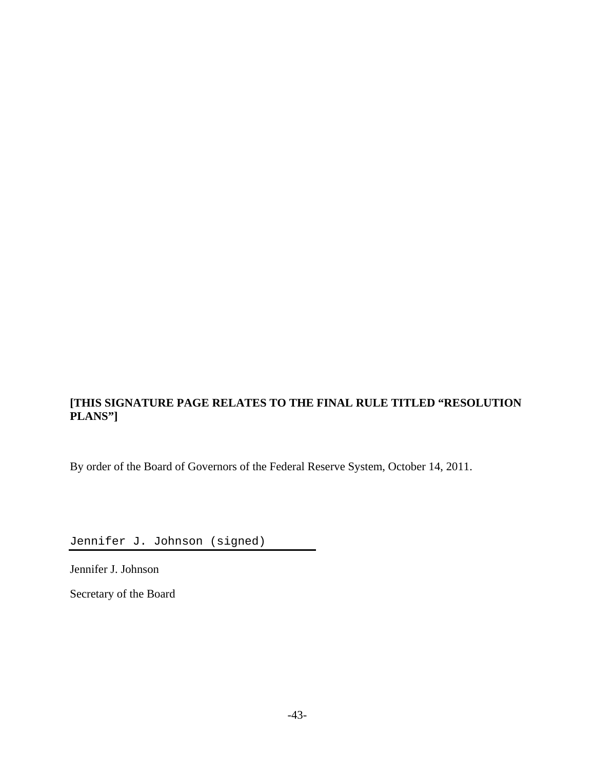**[THIS SIGNATURE PAGE RELATES TO THE FINAL RULE TITLED "RESOLUTION PLANS"]**

By order of the Board of Governors of the Federal Reserve System, October 14, 2011.

Jennifer J. Johnson (signed)

Jennifer J. Johnson

Secretary of the Board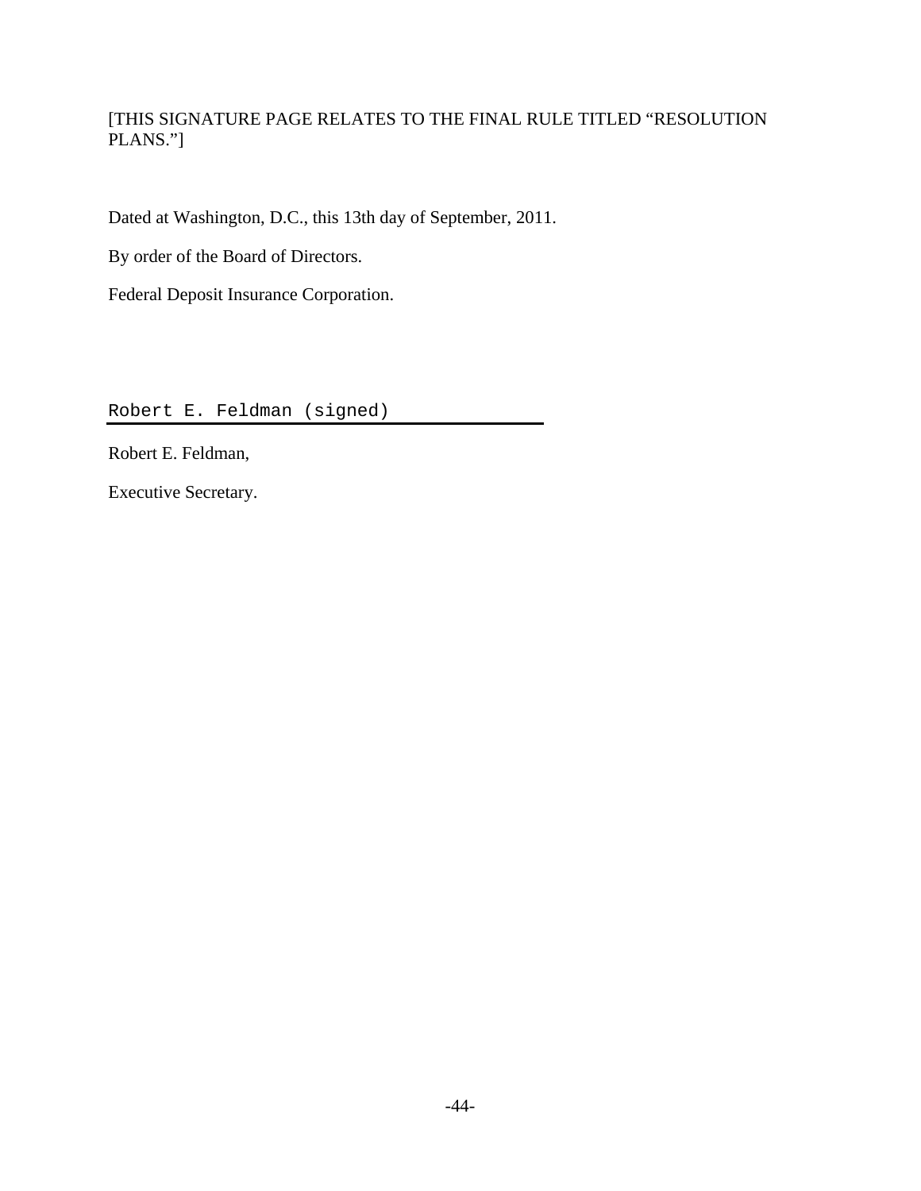[THIS SIGNATURE PAGE RELATES TO THE FINAL RULE TITLED "RESOLUTION PLANS."]

Dated at Washington, D.C., this 13th day of September, 2011.

By order of the Board of Directors.

Federal Deposit Insurance Corporation.

Robert E. Feldman (signed)

Robert E. Feldman,

Executive Secretary.